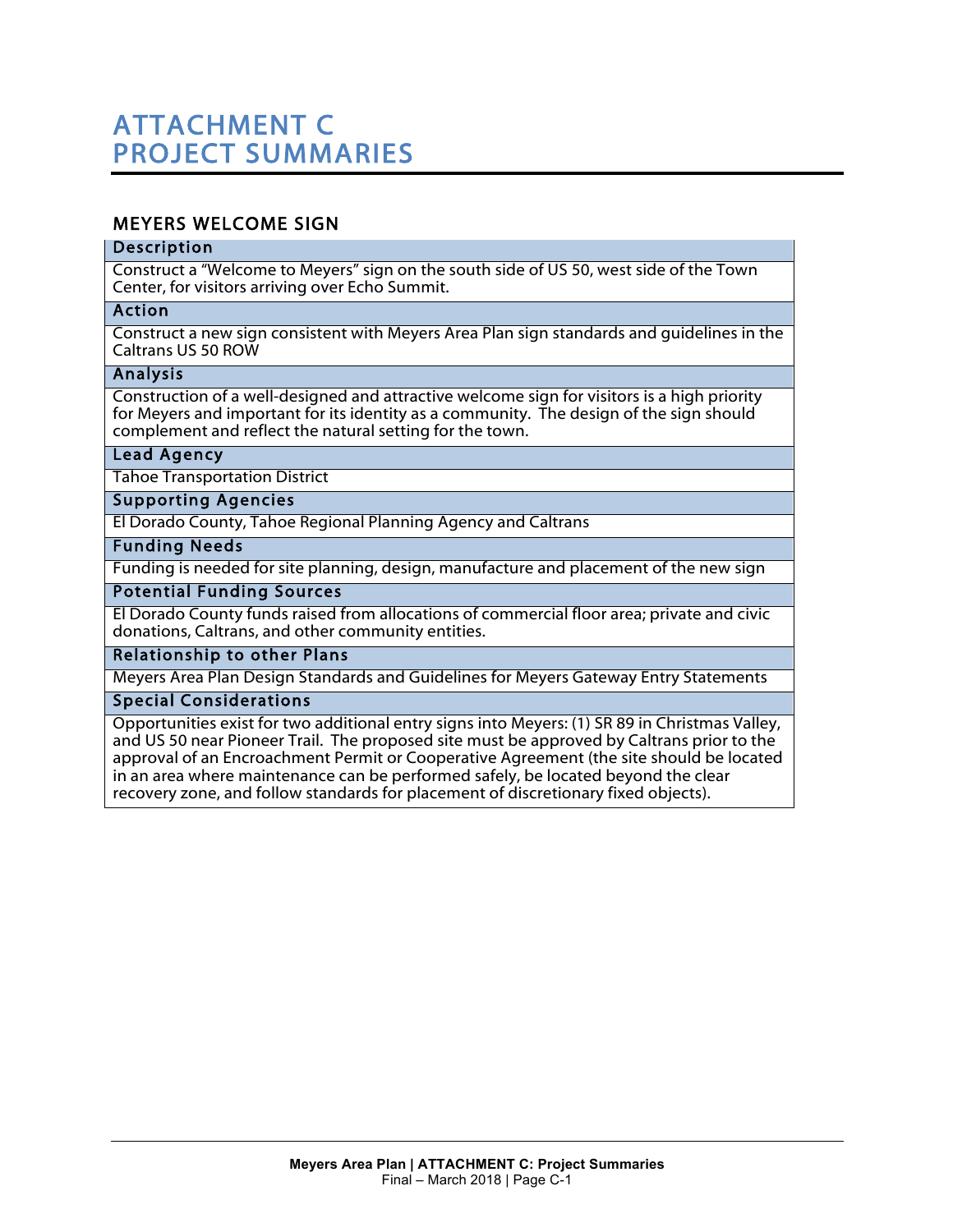# ATTACHMENT C
# PROJECT SUMMARIES

## MEYERS WELCOME SIGN

### Description

Construct a "Welcome to Meyers" sign on the south side of US 50, west side of the Town Center, for visitors arriving over Echo Summit.

### Action

Construct a new sign consistent with Meyers Area Plan sign standards and guidelines in the Caltrans US 50 ROW

### Analysis

Construction of a well-designed and attractive welcome sign for visitors is a high priority for Meyers and important for its identity as a community. The design of the sign should complement and reflect the natural setting for the town.

### Lead Agency

Tahoe Transportation District

### Supporting Agencies

El Dorado County, Tahoe Regional Planning Agency and Caltrans

### Funding Needs

Funding is needed for site planning, design, manufacture and placement of the new sign

### Potential Funding Sources

El Dorado County funds raised from allocations of commercial floor area; private and civic donations, Caltrans, and other community entities.

### Relationship to other Plans

Meyers Area Plan Design Standards and Guidelines for Meyers Gateway Entry Statements

### Special Considerations

Opportunities exist for two additional entry signs into Meyers: (1) SR 89 in Christmas Valley, and US 50 near Pioneer Trail. The proposed site must be approved by Caltrans prior to the approval of an Encroachment Permit or Cooperative Agreement (the site should be located in an area where maintenance can be performed safely, be located beyond the clear recovery zone, and follow standards for placement of discretionary fixed objects).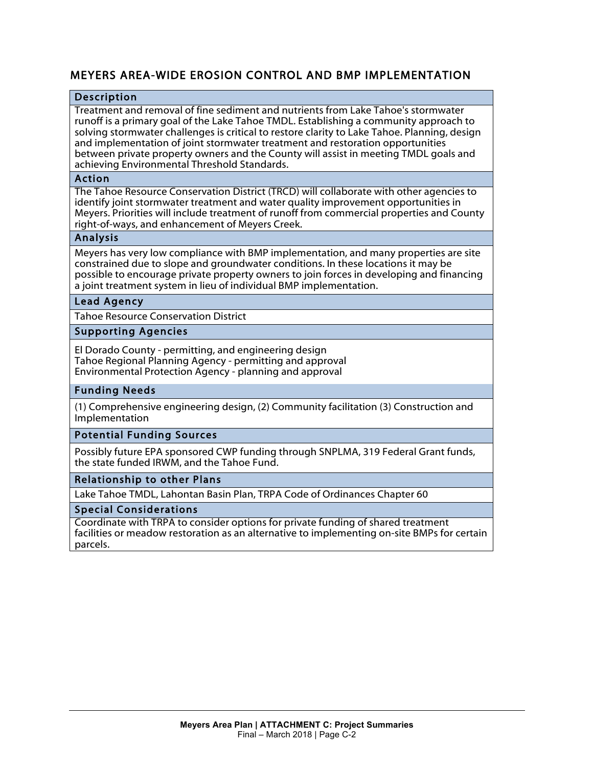## MEYERS AREA-WIDE EROSION CONTROL AND BMP IMPLEMENTATION

| Description |
|---|
| Treatment and removal of fine sediment and nutrients from Lake Tahoe's stormwater runoff is a primary goal of the Lake Tahoe TMDL. Establishing a community approach to solving stormwater challenges is critical to restore clarity to Lake Tahoe. Planning, design and implementation of joint stormwater treatment and restoration opportunities between private property owners and the County will assist in meeting TMDL goals and achieving Environmental Threshold Standards. |
| **Action** |
| The Tahoe Resource Conservation District (TRCD) will collaborate with other agencies to identify joint stormwater treatment and water quality improvement opportunities in Meyers. Priorities will include treatment of runoff from commercial properties and County right-of-ways, and enhancement of Meyers Creek. |
| **Analysis** |
| Meyers has very low compliance with BMP implementation, and many properties are site constrained due to slope and groundwater conditions. In these locations it may be possible to encourage private property owners to join forces in developing and financing a joint treatment system in lieu of individual BMP implementation. |
| **Lead Agency** |
| Tahoe Resource Conservation District |
| **Supporting Agencies** |
| El Dorado County - permitting, and engineering design<br>Tahoe Regional Planning Agency - permitting and approval<br>Environmental Protection Agency - planning and approval |
| **Funding Needs** |
| (1) Comprehensive engineering design, (2) Community facilitation (3) Construction and Implementation |
| **Potential Funding Sources** |
| Possibly future EPA sponsored CWP funding through SNPLMA, 319 Federal Grant funds, the state funded IRWM, and the Tahoe Fund. |
| **Relationship to other Plans** |
| Lake Tahoe TMDL, Lahontan Basin Plan, TRPA Code of Ordinances Chapter 60 |
| **Special Considerations** |
| Coordinate with TRPA to consider options for private funding of shared treatment facilities or meadow restoration as an alternative to implementing on-site BMPs for certain parcels. |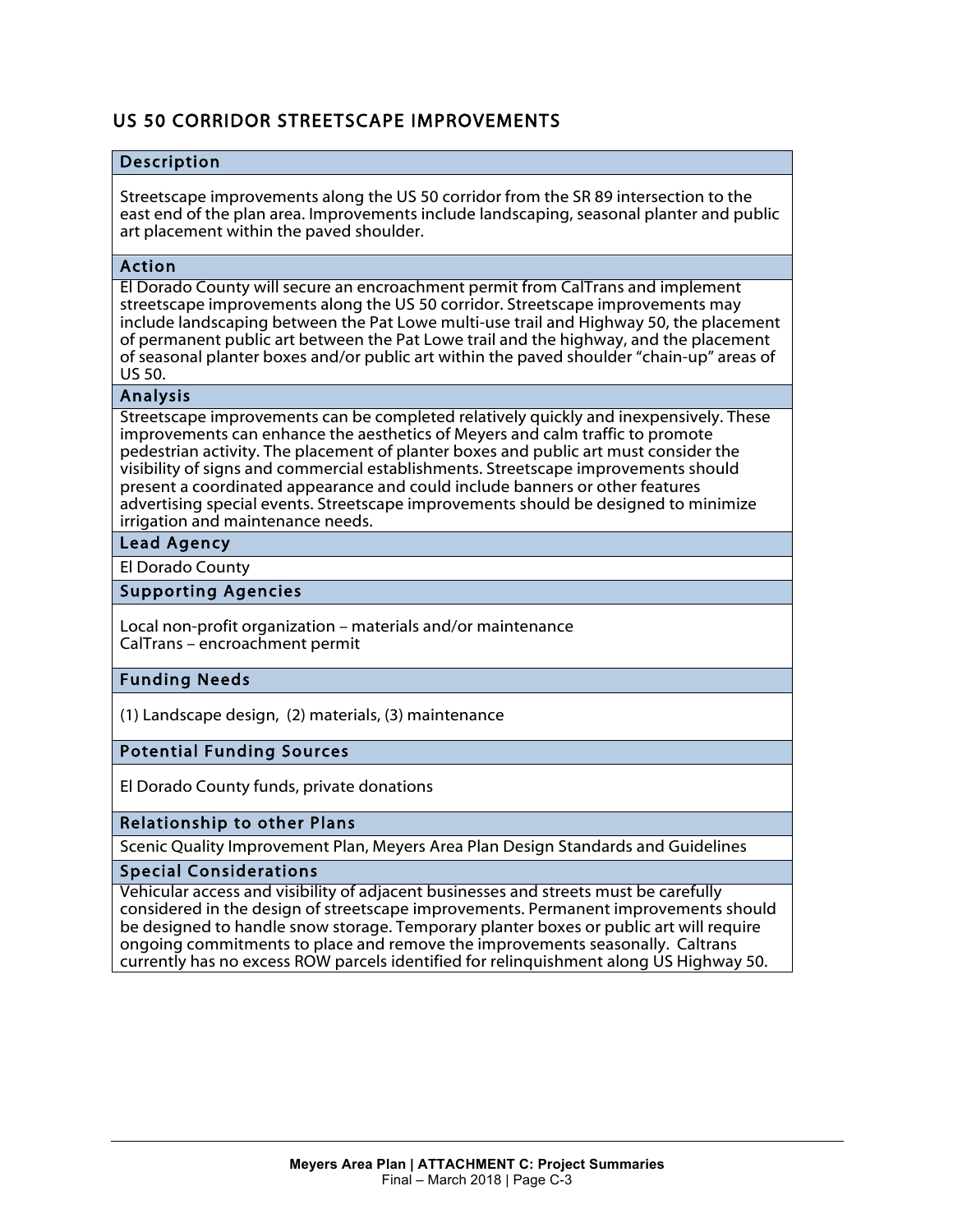## US 50 CORRIDOR STREETSCAPE IMPROVEMENTS

| Description |
|---|
| Streetscape improvements along the US 50 corridor from the SR 89 intersection to the east end of the plan area. Improvements include landscaping, seasonal planter and public art placement within the paved shoulder. |
| **Action** |
| El Dorado County will secure an encroachment permit from CalTrans and implement streetscape improvements along the US 50 corridor. Streetscape improvements may include landscaping between the Pat Lowe multi-use trail and Highway 50, the placement of permanent public art between the Pat Lowe trail and the highway, and the placement of seasonal planter boxes and/or public art within the paved shoulder "chain-up" areas of US 50. |
| **Analysis** |
| Streetscape improvements can be completed relatively quickly and inexpensively. These improvements can enhance the aesthetics of Meyers and calm traffic to promote pedestrian activity. The placement of planter boxes and public art must consider the visibility of signs and commercial establishments. Streetscape improvements should present a coordinated appearance and could include banners or other features advertising special events. Streetscape improvements should be designed to minimize irrigation and maintenance needs. |
| **Lead Agency** |
| El Dorado County |
| **Supporting Agencies** |
| Local non-profit organization – materials and/or maintenance<br>CalTrans – encroachment permit |
| **Funding Needs** |
| (1) Landscape design, (2) materials, (3) maintenance |
| **Potential Funding Sources** |
| El Dorado County funds, private donations |
| **Relationship to other Plans** |
| Scenic Quality Improvement Plan, Meyers Area Plan Design Standards and Guidelines |
| **Special Considerations** |
| Vehicular access and visibility of adjacent businesses and streets must be carefully considered in the design of streetscape improvements. Permanent improvements should be designed to handle snow storage. Temporary planter boxes or public art will require ongoing commitments to place and remove the improvements seasonally. Caltrans currently has no excess ROW parcels identified for relinquishment along US Highway 50. |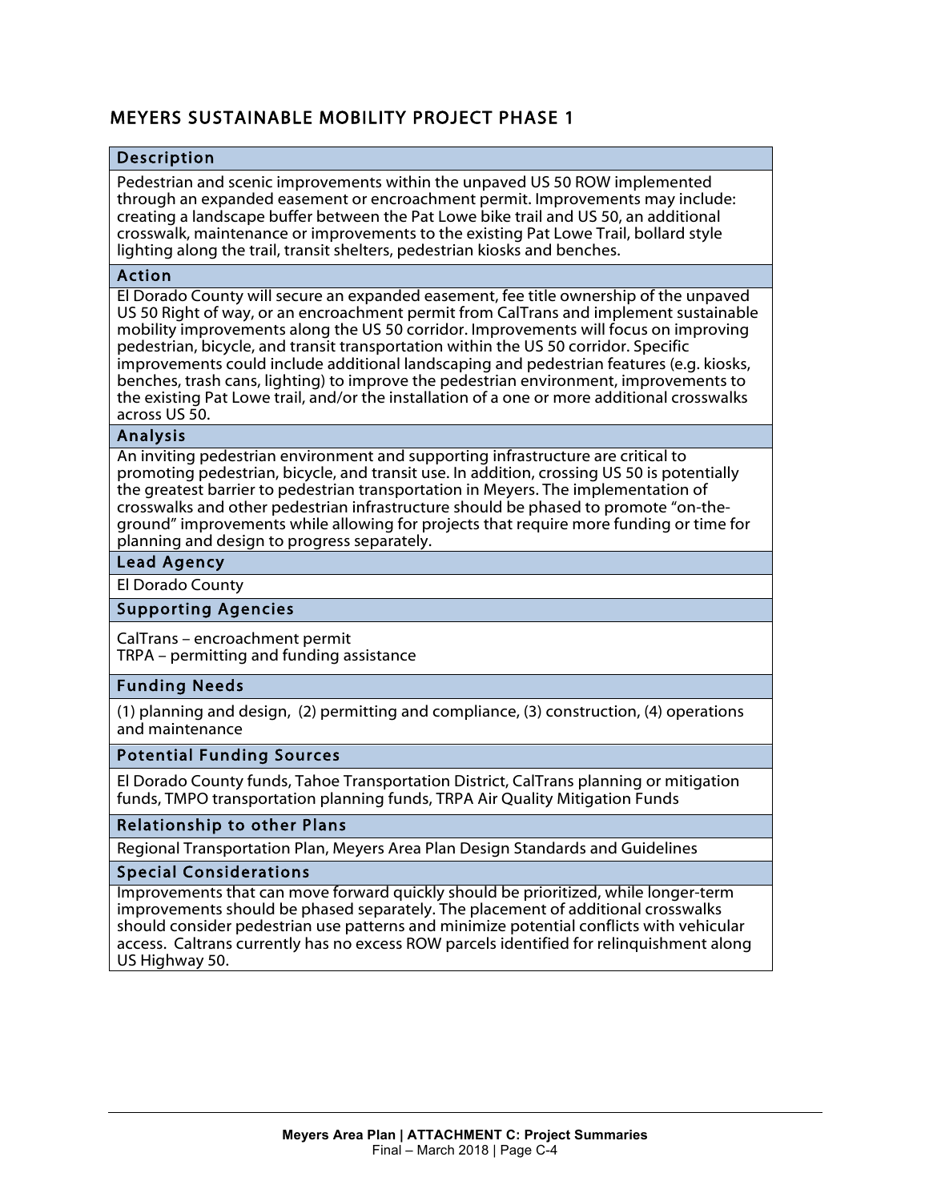## MEYERS SUSTAINABLE MOBILITY PROJECT PHASE 1

### Description

Pedestrian and scenic improvements within the unpaved US 50 ROW implemented through an expanded easement or encroachment permit. Improvements may include: creating a landscape buffer between the Pat Lowe bike trail and US 50, an additional crosswalk, maintenance or improvements to the existing Pat Lowe Trail, bollard style lighting along the trail, transit shelters, pedestrian kiosks and benches.

### Action

El Dorado County will secure an expanded easement, fee title ownership of the unpaved US 50 Right of way, or an encroachment permit from CalTrans and implement sustainable mobility improvements along the US 50 corridor. Improvements will focus on improving pedestrian, bicycle, and transit transportation within the US 50 corridor. Specific improvements could include additional landscaping and pedestrian features (e.g. kiosks, benches, trash cans, lighting) to improve the pedestrian environment, improvements to the existing Pat Lowe trail, and/or the installation of a one or more additional crosswalks across US 50.

### Analysis

An inviting pedestrian environment and supporting infrastructure are critical to promoting pedestrian, bicycle, and transit use. In addition, crossing US 50 is potentially the greatest barrier to pedestrian transportation in Meyers. The implementation of crosswalks and other pedestrian infrastructure should be phased to promote "on-the-ground" improvements while allowing for projects that require more funding or time for planning and design to progress separately.

### Lead Agency

El Dorado County

### Supporting Agencies

CalTrans – encroachment permit
TRPA – permitting and funding assistance

### Funding Needs

(1) planning and design, (2) permitting and compliance, (3) construction, (4) operations and maintenance

### Potential Funding Sources

El Dorado County funds, Tahoe Transportation District, CalTrans planning or mitigation funds, TMPO transportation planning funds, TRPA Air Quality Mitigation Funds

### Relationship to other Plans

Regional Transportation Plan, Meyers Area Plan Design Standards and Guidelines

### Special Considerations

Improvements that can move forward quickly should be prioritized, while longer-term improvements should be phased separately. The placement of additional crosswalks should consider pedestrian use patterns and minimize potential conflicts with vehicular access. Caltrans currently has no excess ROW parcels identified for relinquishment along US Highway 50.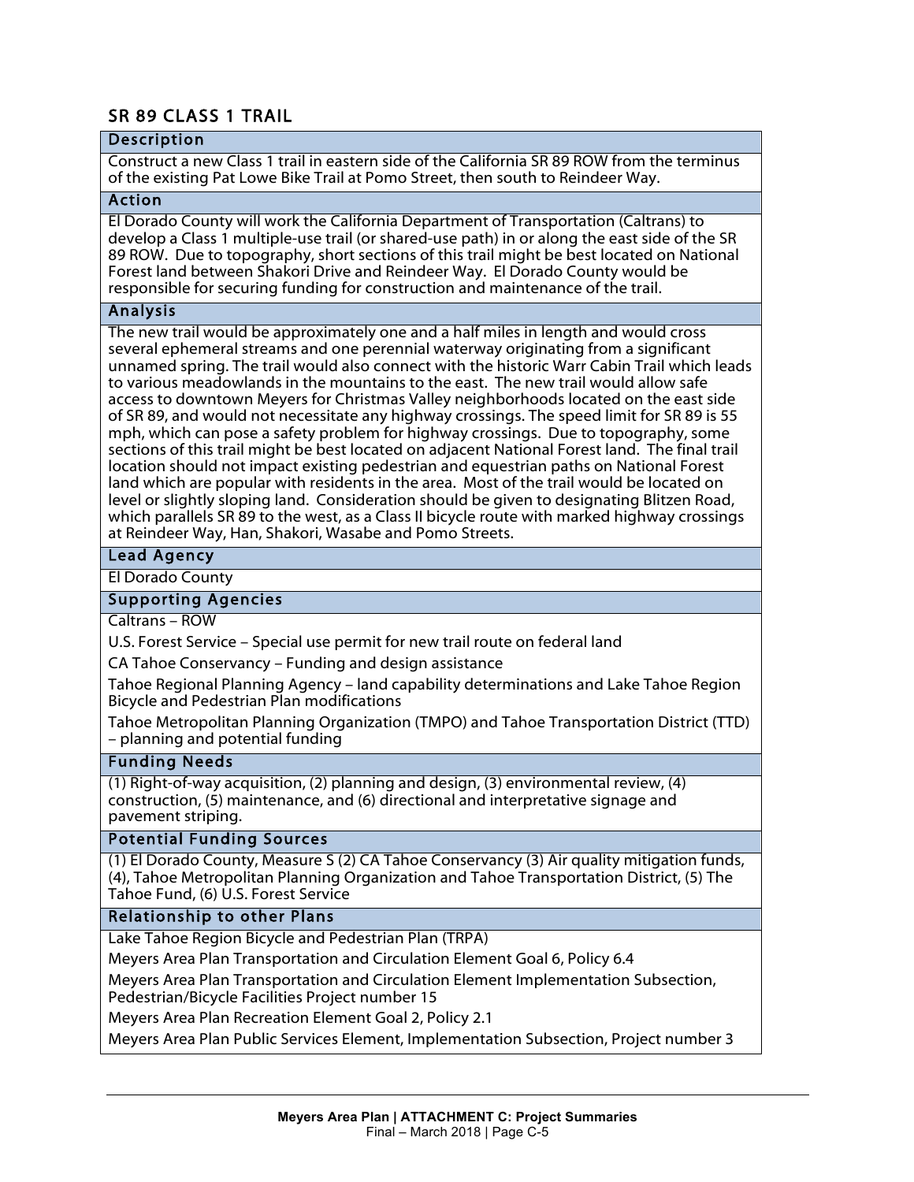## SR 89 CLASS 1 TRAIL

### Description

Construct a new Class 1 trail in eastern side of the California SR 89 ROW from the terminus of the existing Pat Lowe Bike Trail at Pomo Street, then south to Reindeer Way.

### Action

El Dorado County will work the California Department of Transportation (Caltrans) to develop a Class 1 multiple-use trail (or shared-use path) in or along the east side of the SR 89 ROW. Due to topography, short sections of this trail might be best located on National Forest land between Shakori Drive and Reindeer Way. El Dorado County would be responsible for securing funding for construction and maintenance of the trail.

### Analysis

The new trail would be approximately one and a half miles in length and would cross several ephemeral streams and one perennial waterway originating from a significant unnamed spring. The trail would also connect with the historic Warr Cabin Trail which leads to various meadowlands in the mountains to the east. The new trail would allow safe access to downtown Meyers for Christmas Valley neighborhoods located on the east side of SR 89, and would not necessitate any highway crossings. The speed limit for SR 89 is 55 mph, which can pose a safety problem for highway crossings. Due to topography, some sections of this trail might be best located on adjacent National Forest land. The final trail location should not impact existing pedestrian and equestrian paths on National Forest land which are popular with residents in the area. Most of the trail would be located on level or slightly sloping land. Consideration should be given to designating Blitzen Road, which parallels SR 89 to the west, as a Class II bicycle route with marked highway crossings at Reindeer Way, Han, Shakori, Wasabe and Pomo Streets.

### Lead Agency

El Dorado County

### Supporting Agencies

Caltrans – ROW

U.S. Forest Service – Special use permit for new trail route on federal land

CA Tahoe Conservancy – Funding and design assistance

Tahoe Regional Planning Agency – land capability determinations and Lake Tahoe Region Bicycle and Pedestrian Plan modifications

Tahoe Metropolitan Planning Organization (TMPO) and Tahoe Transportation District (TTD) – planning and potential funding

### Funding Needs

(1) Right-of-way acquisition, (2) planning and design, (3) environmental review, (4) construction, (5) maintenance, and (6) directional and interpretative signage and pavement striping.

### Potential Funding Sources

(1) El Dorado County, Measure S (2) CA Tahoe Conservancy (3) Air quality mitigation funds, (4), Tahoe Metropolitan Planning Organization and Tahoe Transportation District, (5) The Tahoe Fund, (6) U.S. Forest Service

### Relationship to other Plans

Lake Tahoe Region Bicycle and Pedestrian Plan (TRPA)

Meyers Area Plan Transportation and Circulation Element Goal 6, Policy 6.4

Meyers Area Plan Transportation and Circulation Element Implementation Subsection, Pedestrian/Bicycle Facilities Project number 15

Meyers Area Plan Recreation Element Goal 2, Policy 2.1

Meyers Area Plan Public Services Element, Implementation Subsection, Project number 3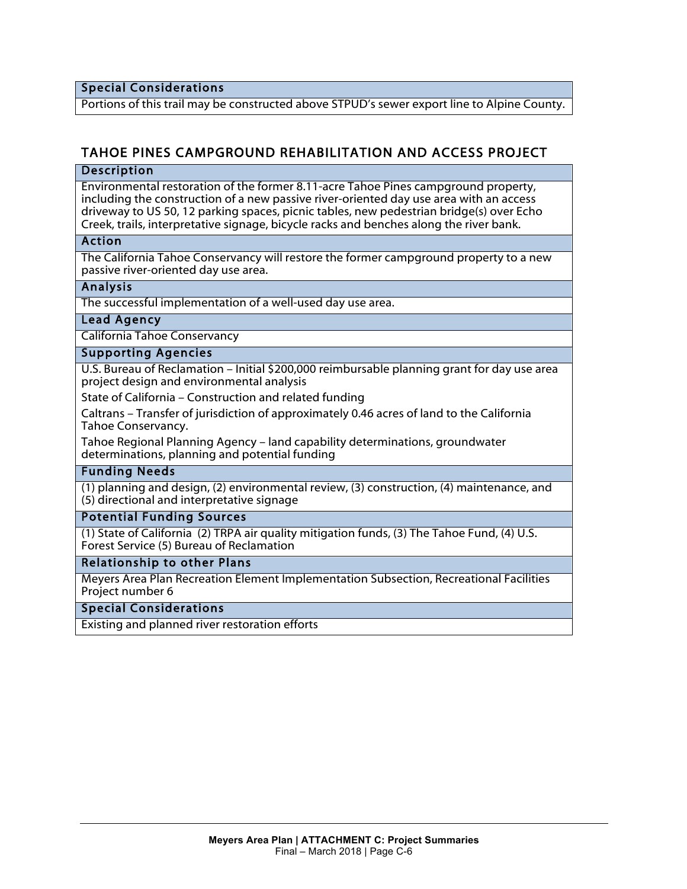| Special Considerations |
| --- |
| Portions of this trail may be constructed above STPUD's sewer export line to Alpine County. |

## TAHOE PINES CAMPGROUND REHABILITATION AND ACCESS PROJECT

| Description |
| --- |
| Environmental restoration of the former 8.11-acre Tahoe Pines campground property, including the construction of a new passive river-oriented day use area with an access driveway to US 50, 12 parking spaces, picnic tables, new pedestrian bridge(s) over Echo Creek, trails, interpretative signage, bicycle racks and benches along the river bank. |
| **Action** |
| The California Tahoe Conservancy will restore the former campground property to a new passive river-oriented day use area. |
| **Analysis** |
| The successful implementation of a well-used day use area. |
| **Lead Agency** |
| California Tahoe Conservancy |
| **Supporting Agencies** |
| U.S. Bureau of Reclamation – Initial $200,000 reimbursable planning grant for day use area project design and environmental analysis<br>State of California – Construction and related funding<br>Caltrans – Transfer of jurisdiction of approximately 0.46 acres of land to the California Tahoe Conservancy.<br>Tahoe Regional Planning Agency – land capability determinations, groundwater determinations, planning and potential funding |
| **Funding Needs** |
| (1) planning and design, (2) environmental review, (3) construction, (4) maintenance, and (5) directional and interpretative signage |
| **Potential Funding Sources** |
| (1) State of California (2) TRPA air quality mitigation funds, (3) The Tahoe Fund, (4) U.S. Forest Service (5) Bureau of Reclamation |
| **Relationship to other Plans** |
| Meyers Area Plan Recreation Element Implementation Subsection, Recreational Facilities Project number 6 |
| **Special Considerations** |
| Existing and planned river restoration efforts |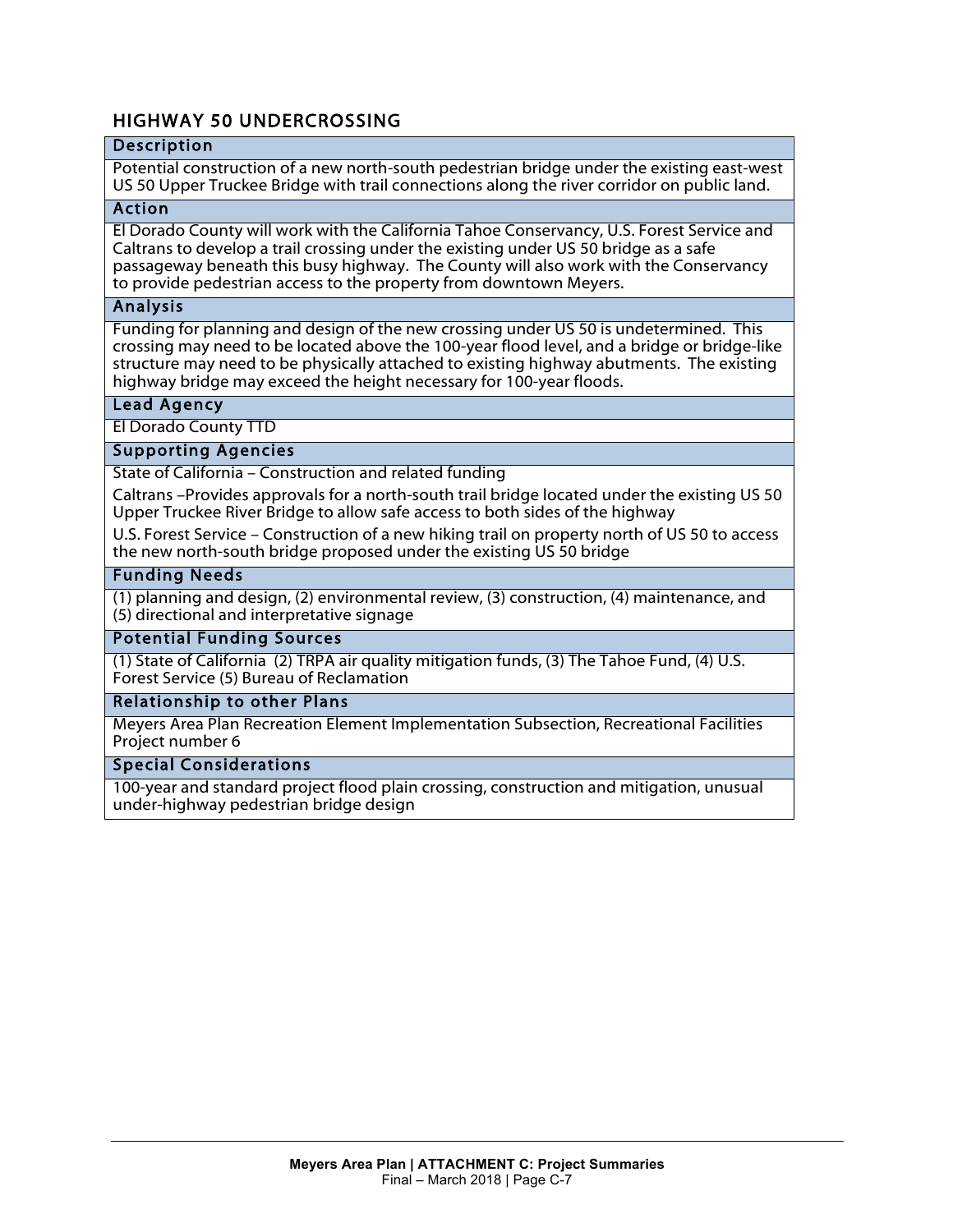## HIGHWAY 50 UNDERCROSSING

### Description

Potential construction of a new north-south pedestrian bridge under the existing east-west US 50 Upper Truckee Bridge with trail connections along the river corridor on public land.

### Action

El Dorado County will work with the California Tahoe Conservancy, U.S. Forest Service and Caltrans to develop a trail crossing under the existing under US 50 bridge as a safe passageway beneath this busy highway. The County will also work with the Conservancy to provide pedestrian access to the property from downtown Meyers.

### Analysis

Funding for planning and design of the new crossing under US 50 is undetermined. This crossing may need to be located above the 100-year flood level, and a bridge or bridge-like structure may need to be physically attached to existing highway abutments. The existing highway bridge may exceed the height necessary for 100-year floods.

### Lead Agency

El Dorado County TTD

### Supporting Agencies

State of California – Construction and related funding

Caltrans –Provides approvals for a north-south trail bridge located under the existing US 50 Upper Truckee River Bridge to allow safe access to both sides of the highway

U.S. Forest Service – Construction of a new hiking trail on property north of US 50 to access the new north-south bridge proposed under the existing US 50 bridge

### Funding Needs

(1) planning and design, (2) environmental review, (3) construction, (4) maintenance, and (5) directional and interpretative signage

### Potential Funding Sources

(1) State of California (2) TRPA air quality mitigation funds, (3) The Tahoe Fund, (4) U.S. Forest Service (5) Bureau of Reclamation

### Relationship to other Plans

Meyers Area Plan Recreation Element Implementation Subsection, Recreational Facilities Project number 6

### Special Considerations

100-year and standard project flood plain crossing, construction and mitigation, unusual under-highway pedestrian bridge design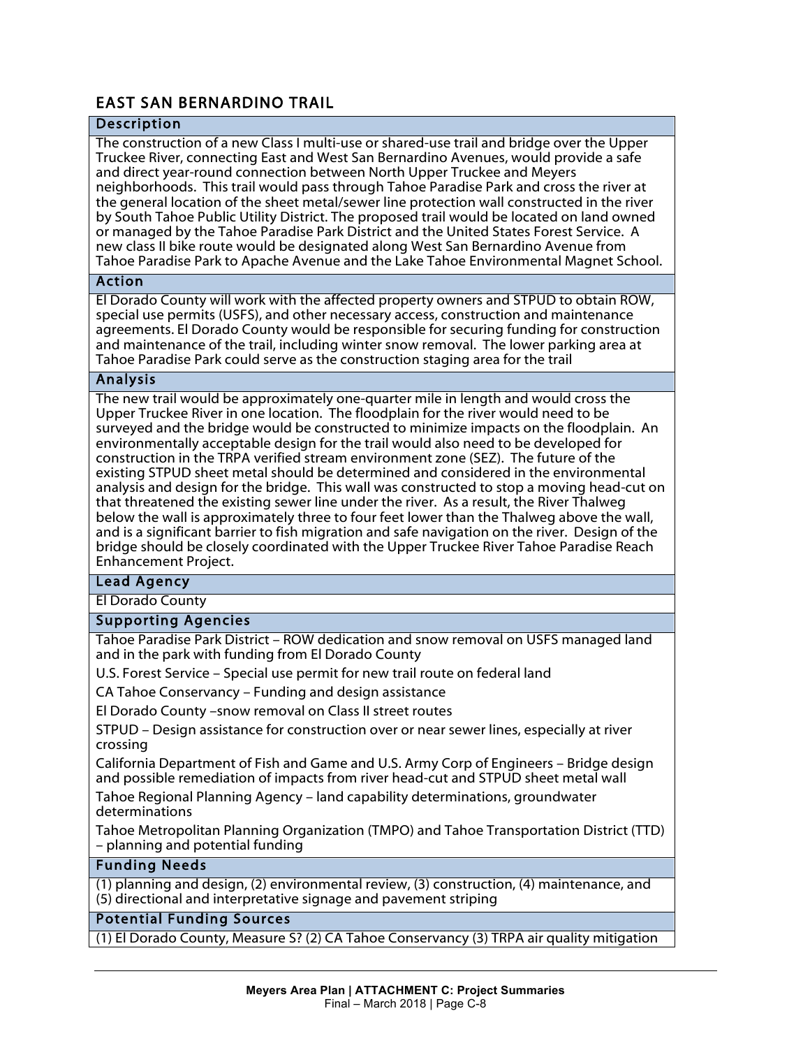## EAST SAN BERNARDINO TRAIL

### Description

The construction of a new Class I multi-use or shared-use trail and bridge over the Upper Truckee River, connecting East and West San Bernardino Avenues, would provide a safe and direct year-round connection between North Upper Truckee and Meyers neighborhoods. This trail would pass through Tahoe Paradise Park and cross the river at the general location of the sheet metal/sewer line protection wall constructed in the river by South Tahoe Public Utility District. The proposed trail would be located on land owned or managed by the Tahoe Paradise Park District and the United States Forest Service. A new class II bike route would be designated along West San Bernardino Avenue from Tahoe Paradise Park to Apache Avenue and the Lake Tahoe Environmental Magnet School.

### Action

El Dorado County will work with the affected property owners and STPUD to obtain ROW, special use permits (USFS), and other necessary access, construction and maintenance agreements. El Dorado County would be responsible for securing funding for construction and maintenance of the trail, including winter snow removal. The lower parking area at Tahoe Paradise Park could serve as the construction staging area for the trail

### Analysis

The new trail would be approximately one-quarter mile in length and would cross the Upper Truckee River in one location. The floodplain for the river would need to be surveyed and the bridge would be constructed to minimize impacts on the floodplain. An environmentally acceptable design for the trail would also need to be developed for construction in the TRPA verified stream environment zone (SEZ). The future of the existing STPUD sheet metal should be determined and considered in the environmental analysis and design for the bridge. This wall was constructed to stop a moving head-cut on that threatened the existing sewer line under the river. As a result, the River Thalweg below the wall is approximately three to four feet lower than the Thalweg above the wall, and is a significant barrier to fish migration and safe navigation on the river. Design of the bridge should be closely coordinated with the Upper Truckee River Tahoe Paradise Reach Enhancement Project.

### Lead Agency

El Dorado County

### Supporting Agencies

Tahoe Paradise Park District – ROW dedication and snow removal on USFS managed land and in the park with funding from El Dorado County

U.S. Forest Service – Special use permit for new trail route on federal land

CA Tahoe Conservancy – Funding and design assistance

El Dorado County –snow removal on Class II street routes

STPUD – Design assistance for construction over or near sewer lines, especially at river crossing

California Department of Fish and Game and U.S. Army Corp of Engineers – Bridge design and possible remediation of impacts from river head-cut and STPUD sheet metal wall

Tahoe Regional Planning Agency – land capability determinations, groundwater determinations

Tahoe Metropolitan Planning Organization (TMPO) and Tahoe Transportation District (TTD) – planning and potential funding

### Funding Needs

(1) planning and design, (2) environmental review, (3) construction, (4) maintenance, and (5) directional and interpretative signage and pavement striping

### Potential Funding Sources

(1) El Dorado County, Measure S? (2) CA Tahoe Conservancy (3) TRPA air quality mitigation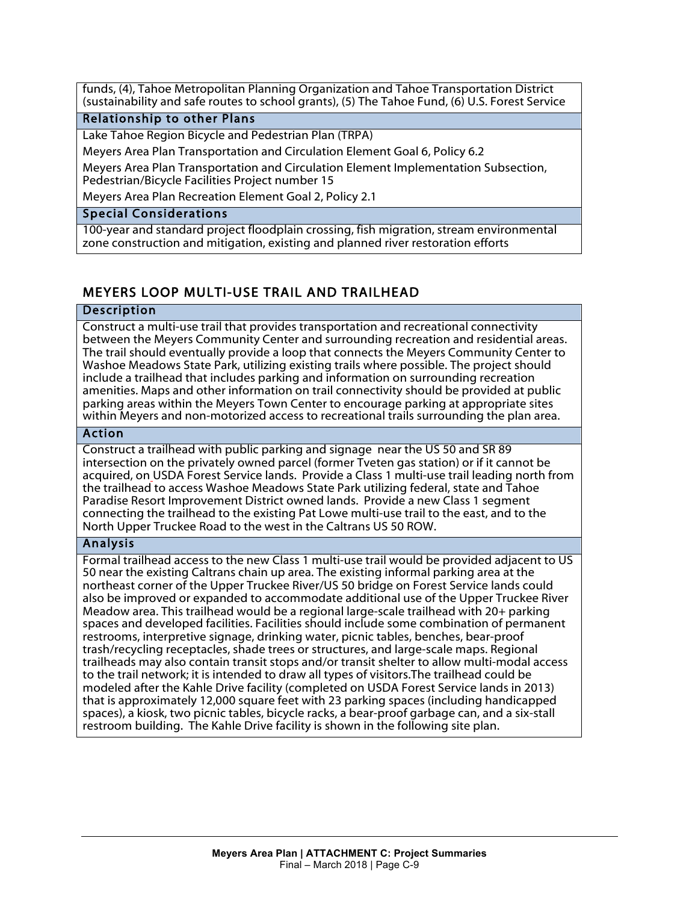funds, (4), Tahoe Metropolitan Planning Organization and Tahoe Transportation District (sustainability and safe routes to school grants), (5) The Tahoe Fund, (6) U.S. Forest Service

**Relationship to other Plans**

Lake Tahoe Region Bicycle and Pedestrian Plan (TRPA)

Meyers Area Plan Transportation and Circulation Element Goal 6, Policy 6.2

Meyers Area Plan Transportation and Circulation Element Implementation Subsection, Pedestrian/Bicycle Facilities Project number 15

Meyers Area Plan Recreation Element Goal 2, Policy 2.1

**Special Considerations**

100-year and standard project floodplain crossing, fish migration, stream environmental zone construction and mitigation, existing and planned river restoration efforts

## MEYERS LOOP MULTI-USE TRAIL AND TRAILHEAD

**Description**

Construct a multi-use trail that provides transportation and recreational connectivity between the Meyers Community Center and surrounding recreation and residential areas. The trail should eventually provide a loop that connects the Meyers Community Center to Washoe Meadows State Park, utilizing existing trails where possible. The project should include a trailhead that includes parking and information on surrounding recreation amenities. Maps and other information on trail connectivity should be provided at public parking areas within the Meyers Town Center to encourage parking at appropriate sites within Meyers and non-motorized access to recreational trails surrounding the plan area.

**Action**

Construct a trailhead with public parking and signage near the US 50 and SR 89 intersection on the privately owned parcel (former Tveten gas station) or if it cannot be acquired, on USDA Forest Service lands. Provide a Class 1 multi-use trail leading north from the trailhead to access Washoe Meadows State Park utilizing federal, state and Tahoe Paradise Resort Improvement District owned lands. Provide a new Class 1 segment connecting the trailhead to the existing Pat Lowe multi-use trail to the east, and to the North Upper Truckee Road to the west in the Caltrans US 50 ROW.

**Analysis**

Formal trailhead access to the new Class 1 multi-use trail would be provided adjacent to US 50 near the existing Caltrans chain up area. The existing informal parking area at the northeast corner of the Upper Truckee River/US 50 bridge on Forest Service lands could also be improved or expanded to accommodate additional use of the Upper Truckee River Meadow area. This trailhead would be a regional large-scale trailhead with 20+ parking spaces and developed facilities. Facilities should include some combination of permanent restrooms, interpretive signage, drinking water, picnic tables, benches, bear-proof trash/recycling receptacles, shade trees or structures, and large-scale maps. Regional trailheads may also contain transit stops and/or transit shelter to allow multi-modal access to the trail network; it is intended to draw all types of visitors.The trailhead could be modeled after the Kahle Drive facility (completed on USDA Forest Service lands in 2013) that is approximately 12,000 square feet with 23 parking spaces (including handicapped spaces), a kiosk, two picnic tables, bicycle racks, a bear-proof garbage can, and a six-stall restroom building. The Kahle Drive facility is shown in the following site plan.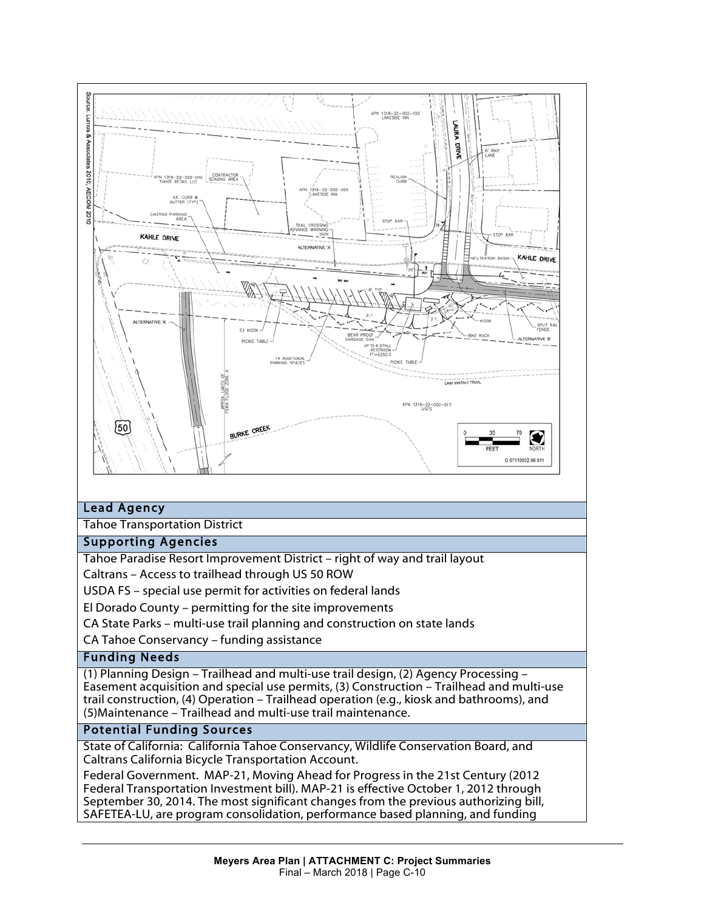## Lead Agency

Tahoe Transportation District

## Supporting Agencies

Tahoe Paradise Resort Improvement District – right of way and trail layout

Caltrans – Access to trailhead through US 50 ROW

USDA FS – special use permit for activities on federal lands

El Dorado County – permitting for the site improvements

CA State Parks – multi-use trail planning and construction on state lands

CA Tahoe Conservancy – funding assistance

## Funding Needs

(1) Planning Design – Trailhead and multi-use trail design, (2) Agency Processing – Easement acquisition and special use permits, (3) Construction – Trailhead and multi-use trail construction, (4) Operation – Trailhead operation (e.g., kiosk and bathrooms), and (5)Maintenance – Trailhead and multi-use trail maintenance.

## Potential Funding Sources

State of California: California Tahoe Conservancy, Wildlife Conservation Board, and Caltrans California Bicycle Transportation Account.

Federal Government. MAP-21, Moving Ahead for Progress in the 21st Century (2012 Federal Transportation Investment bill). MAP-21 is effective October 1, 2012 through September 30, 2014. The most significant changes from the previous authorizing bill, SAFETEA-LU, are program consolidation, performance based planning, and funding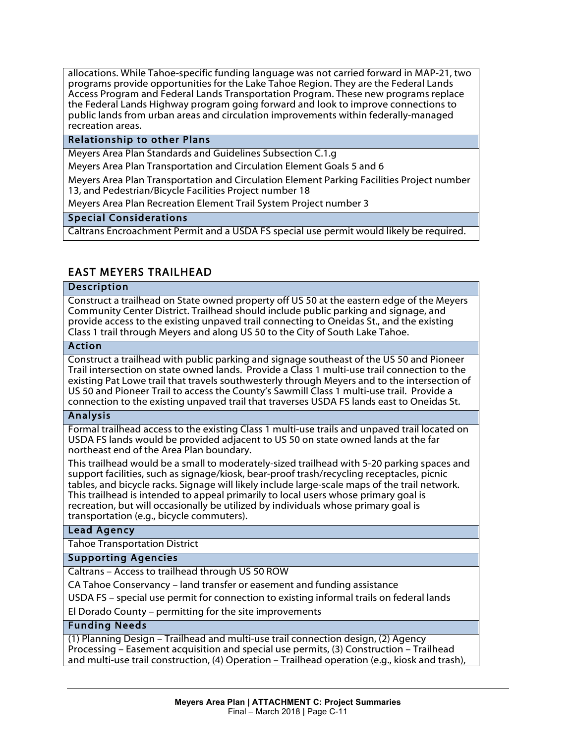allocations. While Tahoe-specific funding language was not carried forward in MAP-21, two programs provide opportunities for the Lake Tahoe Region. They are the Federal Lands Access Program and Federal Lands Transportation Program. These new programs replace the Federal Lands Highway program going forward and look to improve connections to public lands from urban areas and circulation improvements within federally-managed recreation areas.

#### Relationship to other Plans

Meyers Area Plan Standards and Guidelines Subsection C.1.g

Meyers Area Plan Transportation and Circulation Element Goals 5 and 6

Meyers Area Plan Transportation and Circulation Element Parking Facilities Project number 13, and Pedestrian/Bicycle Facilities Project number 18

Meyers Area Plan Recreation Element Trail System Project number 3

#### Special Considerations

Caltrans Encroachment Permit and a USDA FS special use permit would likely be required.

## EAST MEYERS TRAILHEAD

#### Description

Construct a trailhead on State owned property off US 50 at the eastern edge of the Meyers Community Center District. Trailhead should include public parking and signage, and provide access to the existing unpaved trail connecting to Oneidas St., and the existing Class 1 trail through Meyers and along US 50 to the City of South Lake Tahoe.

#### Action

Construct a trailhead with public parking and signage southeast of the US 50 and Pioneer Trail intersection on state owned lands. Provide a Class 1 multi-use trail connection to the existing Pat Lowe trail that travels southwesterly through Meyers and to the intersection of US 50 and Pioneer Trail to access the County's Sawmill Class 1 multi-use trail. Provide a connection to the existing unpaved trail that traverses USDA FS lands east to Oneidas St.

#### Analysis

Formal trailhead access to the existing Class 1 multi-use trails and unpaved trail located on USDA FS lands would be provided adjacent to US 50 on state owned lands at the far northeast end of the Area Plan boundary.

This trailhead would be a small to moderately-sized trailhead with 5-20 parking spaces and support facilities, such as signage/kiosk, bear-proof trash/recycling receptacles, picnic tables, and bicycle racks. Signage will likely include large-scale maps of the trail network. This trailhead is intended to appeal primarily to local users whose primary goal is recreation, but will occasionally be utilized by individuals whose primary goal is transportation (e.g., bicycle commuters).

#### Lead Agency

Tahoe Transportation District

#### Supporting Agencies

Caltrans – Access to trailhead through US 50 ROW

CA Tahoe Conservancy – land transfer or easement and funding assistance

USDA FS – special use permit for connection to existing informal trails on federal lands

El Dorado County – permitting for the site improvements

#### Funding Needs

(1) Planning Design – Trailhead and multi-use trail connection design, (2) Agency Processing – Easement acquisition and special use permits, (3) Construction – Trailhead and multi-use trail construction, (4) Operation – Trailhead operation (e.g., kiosk and trash),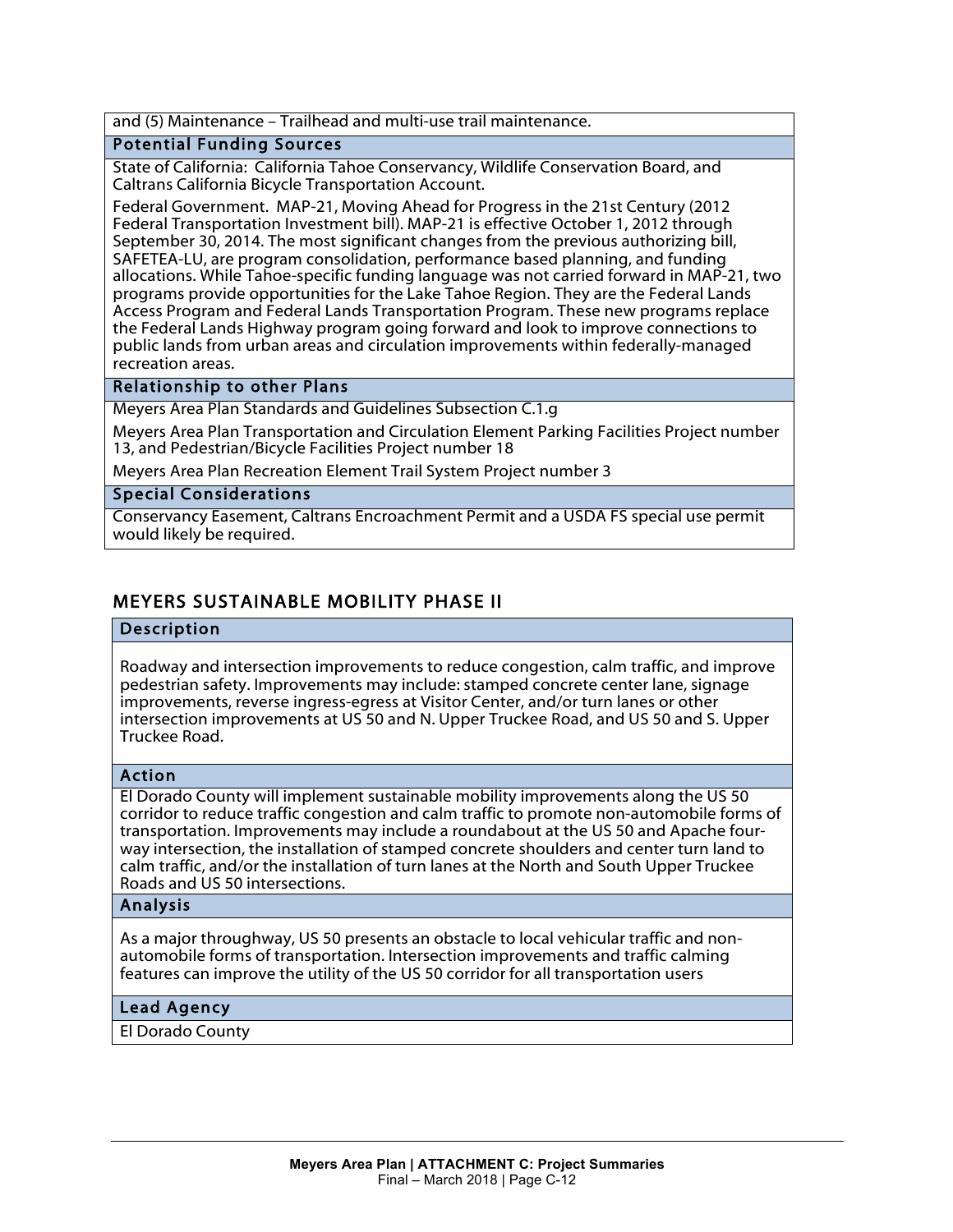and (5) Maintenance – Trailhead and multi-use trail maintenance.

#### Potential Funding Sources

State of California: California Tahoe Conservancy, Wildlife Conservation Board, and Caltrans California Bicycle Transportation Account.

Federal Government. MAP-21, Moving Ahead for Progress in the 21st Century (2012 Federal Transportation Investment bill). MAP-21 is effective October 1, 2012 through September 30, 2014. The most significant changes from the previous authorizing bill, SAFETEA-LU, are program consolidation, performance based planning, and funding allocations. While Tahoe-specific funding language was not carried forward in MAP-21, two programs provide opportunities for the Lake Tahoe Region. They are the Federal Lands Access Program and Federal Lands Transportation Program. These new programs replace the Federal Lands Highway program going forward and look to improve connections to public lands from urban areas and circulation improvements within federally-managed recreation areas.

#### Relationship to other Plans

Meyers Area Plan Standards and Guidelines Subsection C.1.g

Meyers Area Plan Transportation and Circulation Element Parking Facilities Project number 13, and Pedestrian/Bicycle Facilities Project number 18

Meyers Area Plan Recreation Element Trail System Project number 3

#### Special Considerations

Conservancy Easement, Caltrans Encroachment Permit and a USDA FS special use permit would likely be required.

## MEYERS SUSTAINABLE MOBILITY PHASE II

#### Description

Roadway and intersection improvements to reduce congestion, calm traffic, and improve pedestrian safety. Improvements may include: stamped concrete center lane, signage improvements, reverse ingress-egress at Visitor Center, and/or turn lanes or other intersection improvements at US 50 and N. Upper Truckee Road, and US 50 and S. Upper Truckee Road.

#### Action

El Dorado County will implement sustainable mobility improvements along the US 50 corridor to reduce traffic congestion and calm traffic to promote non-automobile forms of transportation. Improvements may include a roundabout at the US 50 and Apache four-way intersection, the installation of stamped concrete shoulders and center turn land to calm traffic, and/or the installation of turn lanes at the North and South Upper Truckee Roads and US 50 intersections.

#### Analysis

As a major throughway, US 50 presents an obstacle to local vehicular traffic and non-automobile forms of transportation. Intersection improvements and traffic calming features can improve the utility of the US 50 corridor for all transportation users

#### Lead Agency

El Dorado County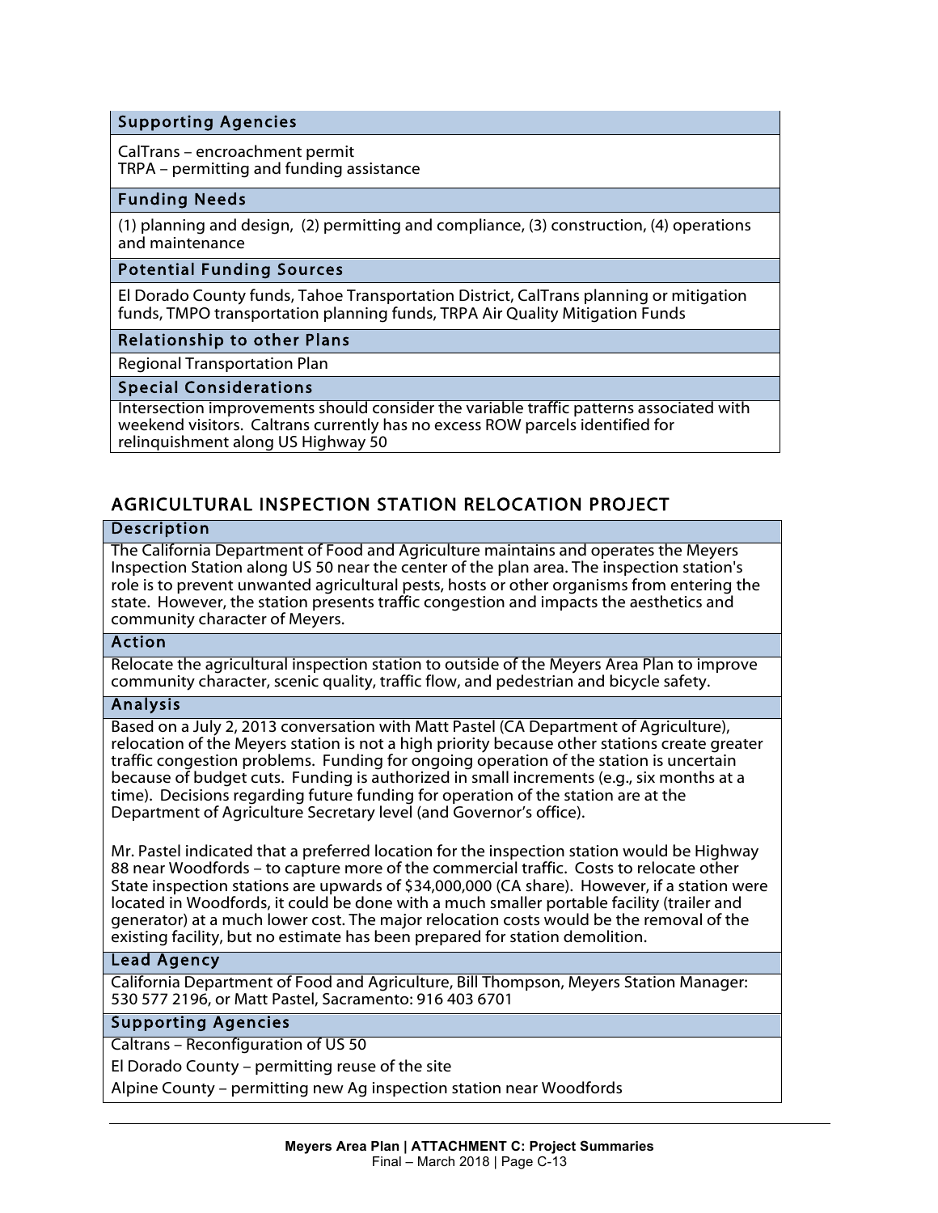| Supporting Agencies |
|---|
| CalTrans – encroachment permit<br>TRPA – permitting and funding assistance |
| **Funding Needs** |
| (1) planning and design, (2) permitting and compliance, (3) construction, (4) operations and maintenance |
| **Potential Funding Sources** |
| El Dorado County funds, Tahoe Transportation District, CalTrans planning or mitigation funds, TMPO transportation planning funds, TRPA Air Quality Mitigation Funds |
| **Relationship to other Plans** |
| Regional Transportation Plan |
| **Special Considerations** |
| Intersection improvements should consider the variable traffic patterns associated with weekend visitors. Caltrans currently has no excess ROW parcels identified for relinquishment along US Highway 50 |

## AGRICULTURAL INSPECTION STATION RELOCATION PROJECT

| Description |
|---|
| The California Department of Food and Agriculture maintains and operates the Meyers Inspection Station along US 50 near the center of the plan area. The inspection station's role is to prevent unwanted agricultural pests, hosts or other organisms from entering the state. However, the station presents traffic congestion and impacts the aesthetics and community character of Meyers. |
| **Action** |
| Relocate the agricultural inspection station to outside of the Meyers Area Plan to improve community character, scenic quality, traffic flow, and pedestrian and bicycle safety. |
| **Analysis** |
| Based on a July 2, 2013 conversation with Matt Pastel (CA Department of Agriculture), relocation of the Meyers station is not a high priority because other stations create greater traffic congestion problems. Funding for ongoing operation of the station is uncertain because of budget cuts. Funding is authorized in small increments (e.g., six months at a time). Decisions regarding future funding for operation of the station are at the Department of Agriculture Secretary level (and Governor's office).<br><br>Mr. Pastel indicated that a preferred location for the inspection station would be Highway 88 near Woodfords – to capture more of the commercial traffic. Costs to relocate other State inspection stations are upwards of $34,000,000 (CA share). However, if a station were located in Woodfords, it could be done with a much smaller portable facility (trailer and generator) at a much lower cost. The major relocation costs would be the removal of the existing facility, but no estimate has been prepared for station demolition. |
| **Lead Agency** |
| California Department of Food and Agriculture, Bill Thompson, Meyers Station Manager: 530 577 2196, or Matt Pastel, Sacramento: 916 403 6701 |
| **Supporting Agencies** |
| Caltrans – Reconfiguration of US 50<br>El Dorado County – permitting reuse of the site<br>Alpine County – permitting new Ag inspection station near Woodfords |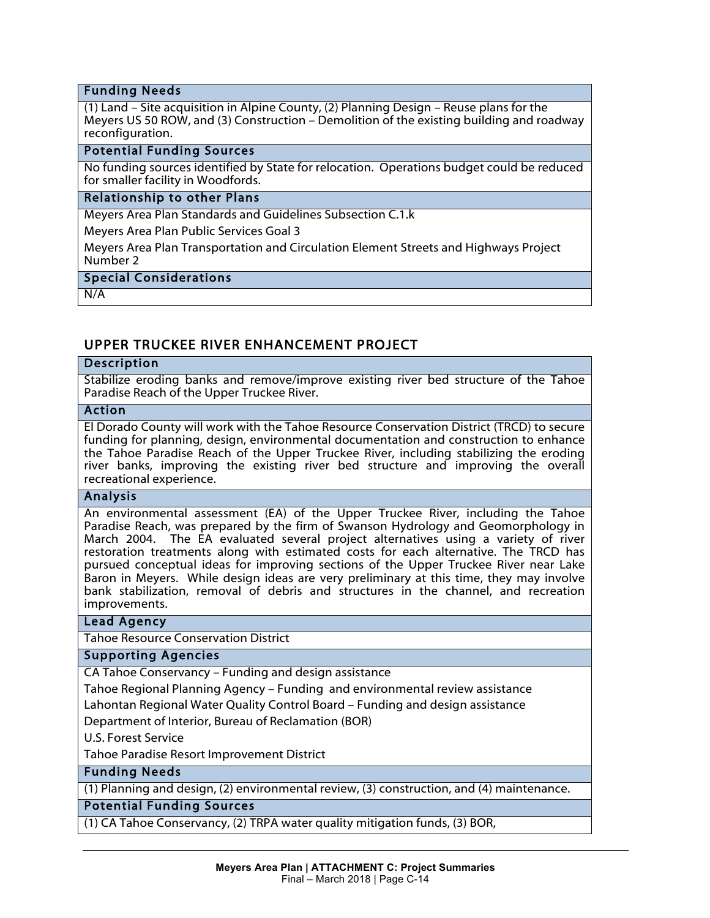#### Funding Needs

(1) Land – Site acquisition in Alpine County, (2) Planning Design – Reuse plans for the Meyers US 50 ROW, and (3) Construction – Demolition of the existing building and roadway reconfiguration.

#### Potential Funding Sources

No funding sources identified by State for relocation. Operations budget could be reduced for smaller facility in Woodfords.

#### Relationship to other Plans

Meyers Area Plan Standards and Guidelines Subsection C.1.k

Meyers Area Plan Public Services Goal 3

Meyers Area Plan Transportation and Circulation Element Streets and Highways Project Number 2

#### Special Considerations

N/A

## UPPER TRUCKEE RIVER ENHANCEMENT PROJECT

#### Description

Stabilize eroding banks and remove/improve existing river bed structure of the Tahoe Paradise Reach of the Upper Truckee River.

#### Action

El Dorado County will work with the Tahoe Resource Conservation District (TRCD) to secure funding for planning, design, environmental documentation and construction to enhance the Tahoe Paradise Reach of the Upper Truckee River, including stabilizing the eroding river banks, improving the existing river bed structure and improving the overall recreational experience.

#### Analysis

An environmental assessment (EA) of the Upper Truckee River, including the Tahoe Paradise Reach, was prepared by the firm of Swanson Hydrology and Geomorphology in March 2004. The EA evaluated several project alternatives using a variety of river restoration treatments along with estimated costs for each alternative. The TRCD has pursued conceptual ideas for improving sections of the Upper Truckee River near Lake Baron in Meyers. While design ideas are very preliminary at this time, they may involve bank stabilization, removal of debris and structures in the channel, and recreation improvements.

#### Lead Agency

Tahoe Resource Conservation District

#### Supporting Agencies

CA Tahoe Conservancy – Funding and design assistance

Tahoe Regional Planning Agency – Funding and environmental review assistance

Lahontan Regional Water Quality Control Board – Funding and design assistance

Department of Interior, Bureau of Reclamation (BOR)

U.S. Forest Service

Tahoe Paradise Resort Improvement District

#### Funding Needs

(1) Planning and design, (2) environmental review, (3) construction, and (4) maintenance.

#### Potential Funding Sources

(1) CA Tahoe Conservancy, (2) TRPA water quality mitigation funds, (3) BOR,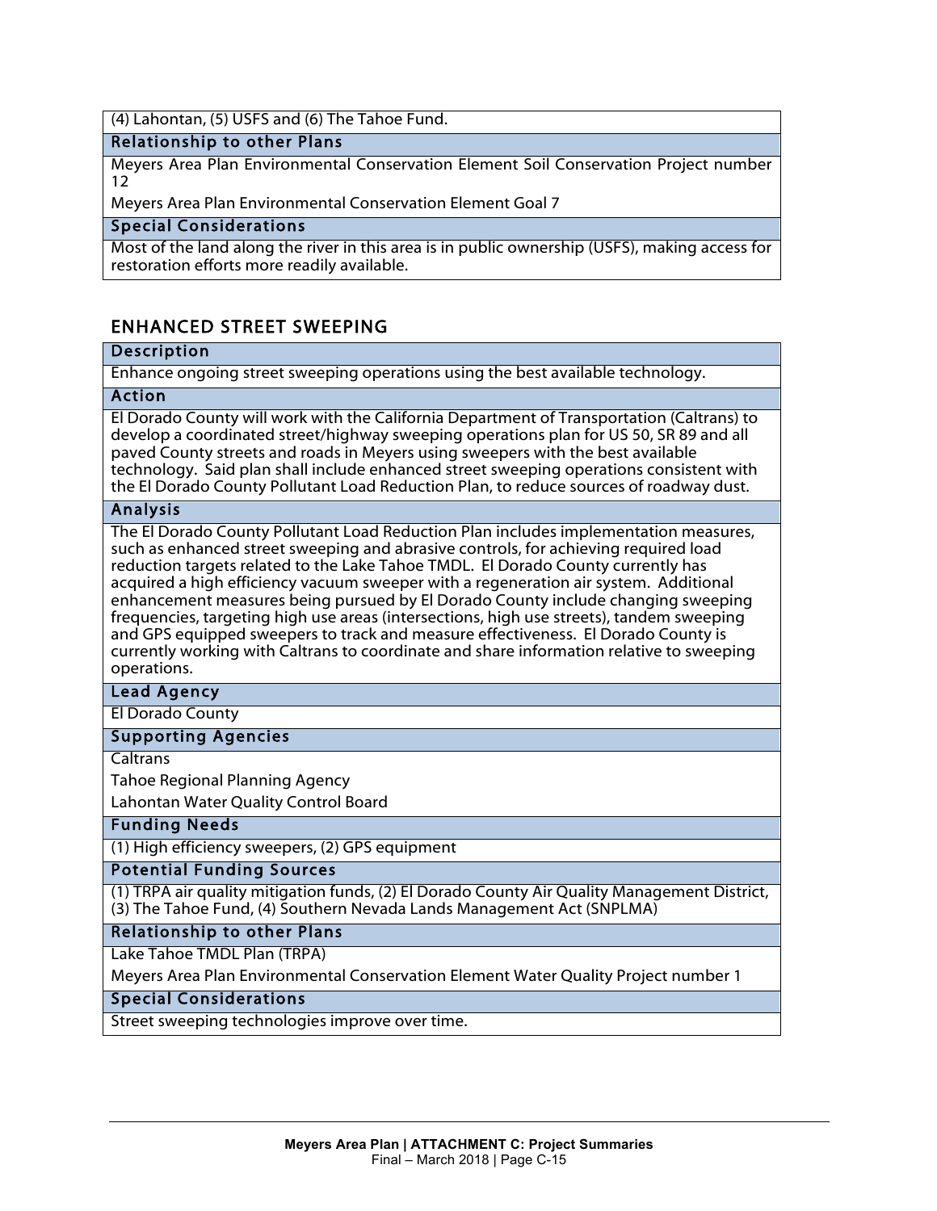(4) Lahontan, (5) USFS and (6) The Tahoe Fund.

**Relationship to other Plans**

Meyers Area Plan Environmental Conservation Element Soil Conservation Project number 12

Meyers Area Plan Environmental Conservation Element Goal 7

**Special Considerations**

Most of the land along the river in this area is in public ownership (USFS), making access for restoration efforts more readily available.

## ENHANCED STREET SWEEPING

**Description**

Enhance ongoing street sweeping operations using the best available technology.

**Action**

El Dorado County will work with the California Department of Transportation (Caltrans) to develop a coordinated street/highway sweeping operations plan for US 50, SR 89 and all paved County streets and roads in Meyers using sweepers with the best available technology. Said plan shall include enhanced street sweeping operations consistent with the El Dorado County Pollutant Load Reduction Plan, to reduce sources of roadway dust.

**Analysis**

The El Dorado County Pollutant Load Reduction Plan includes implementation measures, such as enhanced street sweeping and abrasive controls, for achieving required load reduction targets related to the Lake Tahoe TMDL. El Dorado County currently has acquired a high efficiency vacuum sweeper with a regeneration air system. Additional enhancement measures being pursued by El Dorado County include changing sweeping frequencies, targeting high use areas (intersections, high use streets), tandem sweeping and GPS equipped sweepers to track and measure effectiveness. El Dorado County is currently working with Caltrans to coordinate and share information relative to sweeping operations.

**Lead Agency**

El Dorado County

**Supporting Agencies**

Caltrans

Tahoe Regional Planning Agency

Lahontan Water Quality Control Board

**Funding Needs**

(1) High efficiency sweepers, (2) GPS equipment

**Potential Funding Sources**

(1) TRPA air quality mitigation funds, (2) El Dorado County Air Quality Management District, (3) The Tahoe Fund, (4) Southern Nevada Lands Management Act (SNPLMA)

**Relationship to other Plans**

Lake Tahoe TMDL Plan (TRPA)

Meyers Area Plan Environmental Conservation Element Water Quality Project number 1

**Special Considerations**

Street sweeping technologies improve over time.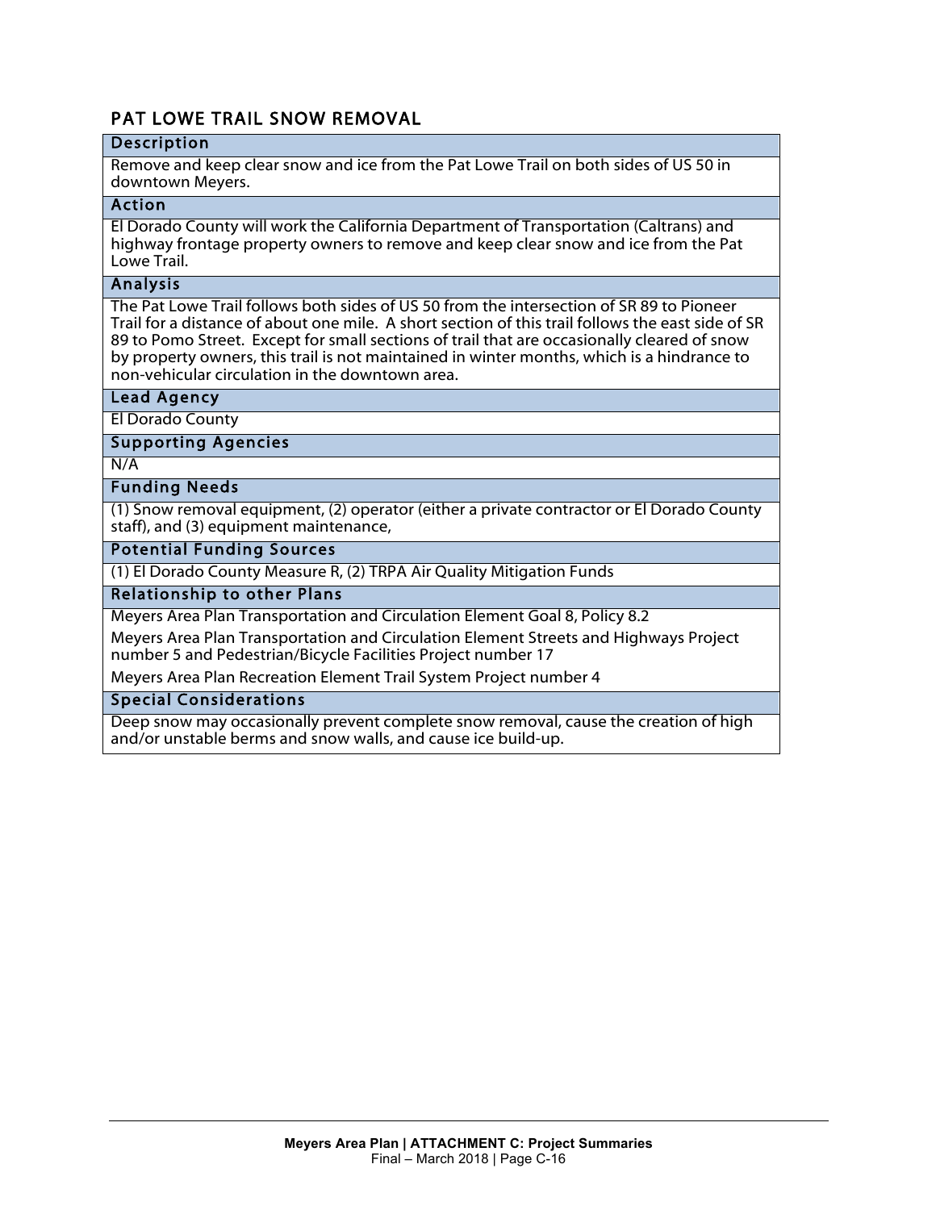## PAT LOWE TRAIL SNOW REMOVAL

### Description

Remove and keep clear snow and ice from the Pat Lowe Trail on both sides of US 50 in downtown Meyers.

### Action

El Dorado County will work the California Department of Transportation (Caltrans) and highway frontage property owners to remove and keep clear snow and ice from the Pat Lowe Trail.

### Analysis

The Pat Lowe Trail follows both sides of US 50 from the intersection of SR 89 to Pioneer Trail for a distance of about one mile. A short section of this trail follows the east side of SR 89 to Pomo Street. Except for small sections of trail that are occasionally cleared of snow by property owners, this trail is not maintained in winter months, which is a hindrance to non-vehicular circulation in the downtown area.

### Lead Agency

El Dorado County

### Supporting Agencies

N/A

### Funding Needs

(1) Snow removal equipment, (2) operator (either a private contractor or El Dorado County staff), and (3) equipment maintenance,

### Potential Funding Sources

(1) El Dorado County Measure R, (2) TRPA Air Quality Mitigation Funds

### Relationship to other Plans

Meyers Area Plan Transportation and Circulation Element Goal 8, Policy 8.2

Meyers Area Plan Transportation and Circulation Element Streets and Highways Project number 5 and Pedestrian/Bicycle Facilities Project number 17

Meyers Area Plan Recreation Element Trail System Project number 4

### Special Considerations

Deep snow may occasionally prevent complete snow removal, cause the creation of high and/or unstable berms and snow walls, and cause ice build-up.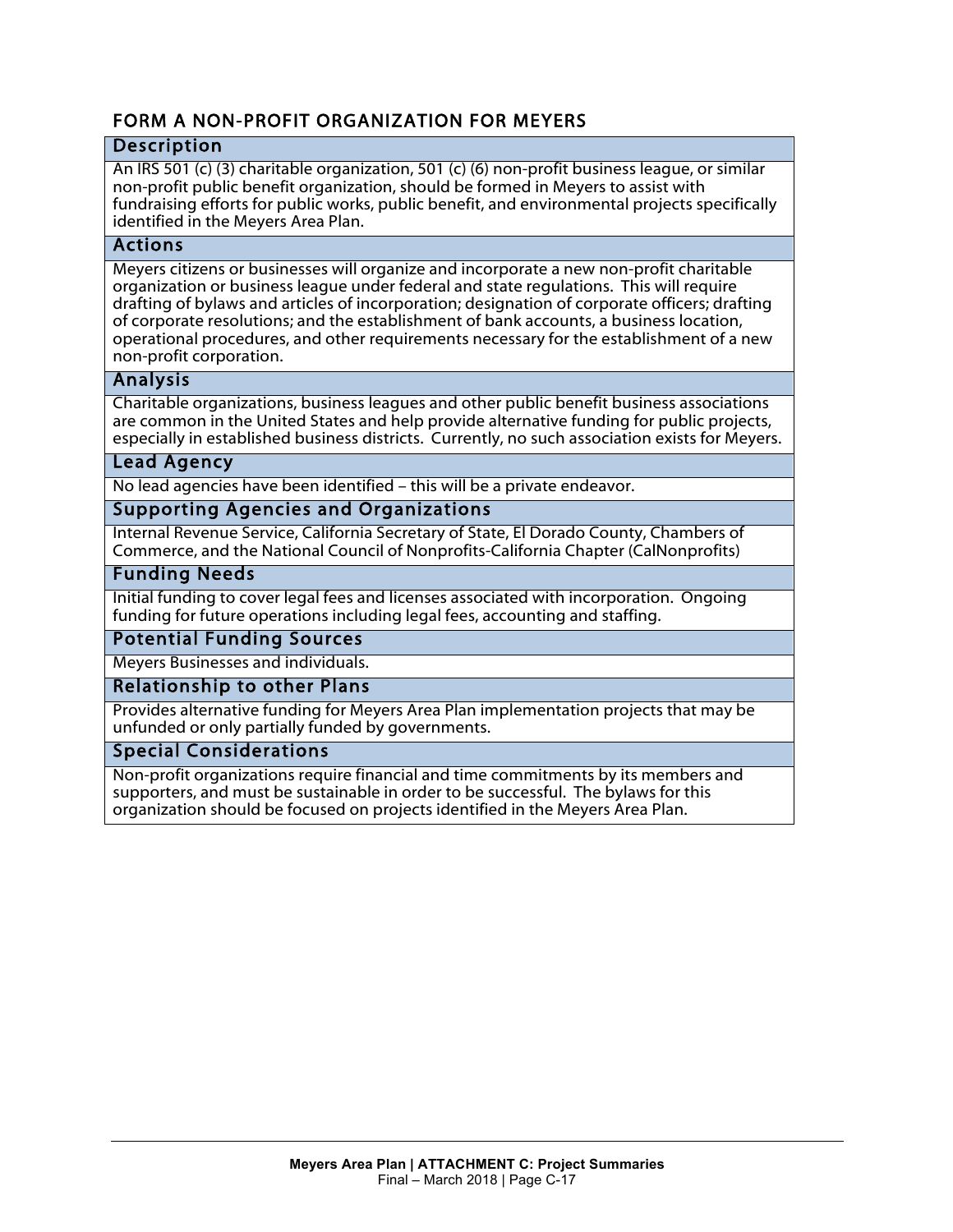## FORM A NON-PROFIT ORGANIZATION FOR MEYERS

### Description

An IRS 501 (c) (3) charitable organization, 501 (c) (6) non-profit business league, or similar non-profit public benefit organization, should be formed in Meyers to assist with fundraising efforts for public works, public benefit, and environmental projects specifically identified in the Meyers Area Plan.

### Actions

Meyers citizens or businesses will organize and incorporate a new non-profit charitable organization or business league under federal and state regulations. This will require drafting of bylaws and articles of incorporation; designation of corporate officers; drafting of corporate resolutions; and the establishment of bank accounts, a business location, operational procedures, and other requirements necessary for the establishment of a new non-profit corporation.

### Analysis

Charitable organizations, business leagues and other public benefit business associations are common in the United States and help provide alternative funding for public projects, especially in established business districts. Currently, no such association exists for Meyers.

### Lead Agency

No lead agencies have been identified – this will be a private endeavor.

### Supporting Agencies and Organizations

Internal Revenue Service, California Secretary of State, El Dorado County, Chambers of Commerce, and the National Council of Nonprofits-California Chapter (CalNonprofits)

### Funding Needs

Initial funding to cover legal fees and licenses associated with incorporation. Ongoing funding for future operations including legal fees, accounting and staffing.

### Potential Funding Sources

Meyers Businesses and individuals.

### Relationship to other Plans

Provides alternative funding for Meyers Area Plan implementation projects that may be unfunded or only partially funded by governments.

### Special Considerations

Non-profit organizations require financial and time commitments by its members and supporters, and must be sustainable in order to be successful. The bylaws for this organization should be focused on projects identified in the Meyers Area Plan.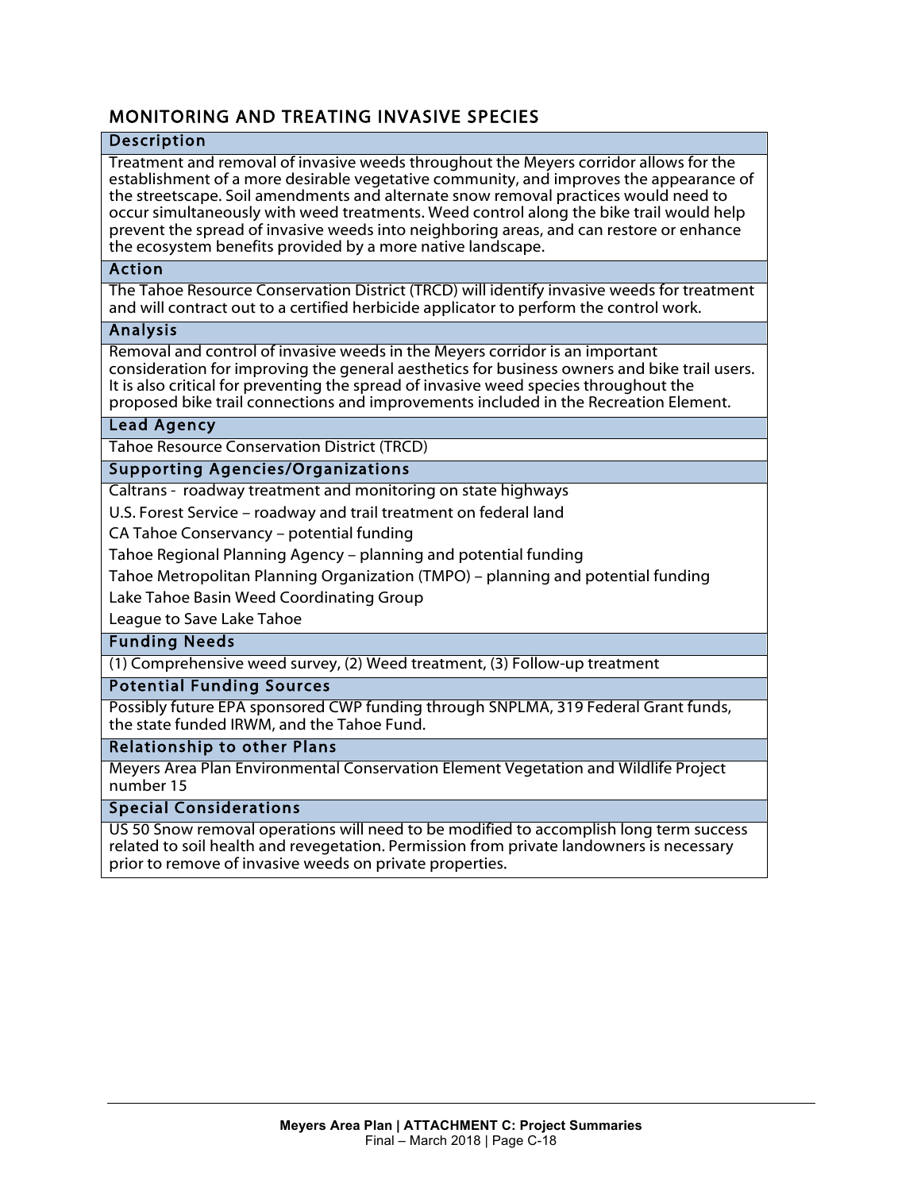## MONITORING AND TREATING INVASIVE SPECIES

### Description

Treatment and removal of invasive weeds throughout the Meyers corridor allows for the establishment of a more desirable vegetative community, and improves the appearance of the streetscape. Soil amendments and alternate snow removal practices would need to occur simultaneously with weed treatments. Weed control along the bike trail would help prevent the spread of invasive weeds into neighboring areas, and can restore or enhance the ecosystem benefits provided by a more native landscape.

### Action

The Tahoe Resource Conservation District (TRCD) will identify invasive weeds for treatment and will contract out to a certified herbicide applicator to perform the control work.

### Analysis

Removal and control of invasive weeds in the Meyers corridor is an important consideration for improving the general aesthetics for business owners and bike trail users. It is also critical for preventing the spread of invasive weed species throughout the proposed bike trail connections and improvements included in the Recreation Element.

### Lead Agency

Tahoe Resource Conservation District (TRCD)

### Supporting Agencies/Organizations

Caltrans - roadway treatment and monitoring on state highways

U.S. Forest Service – roadway and trail treatment on federal land

CA Tahoe Conservancy – potential funding

Tahoe Regional Planning Agency – planning and potential funding

Tahoe Metropolitan Planning Organization (TMPO) – planning and potential funding

Lake Tahoe Basin Weed Coordinating Group

League to Save Lake Tahoe

### Funding Needs

(1) Comprehensive weed survey, (2) Weed treatment, (3) Follow-up treatment

### Potential Funding Sources

Possibly future EPA sponsored CWP funding through SNPLMA, 319 Federal Grant funds, the state funded IRWM, and the Tahoe Fund.

### Relationship to other Plans

Meyers Area Plan Environmental Conservation Element Vegetation and Wildlife Project number 15

### Special Considerations

US 50 Snow removal operations will need to be modified to accomplish long term success related to soil health and revegetation. Permission from private landowners is necessary prior to remove of invasive weeds on private properties.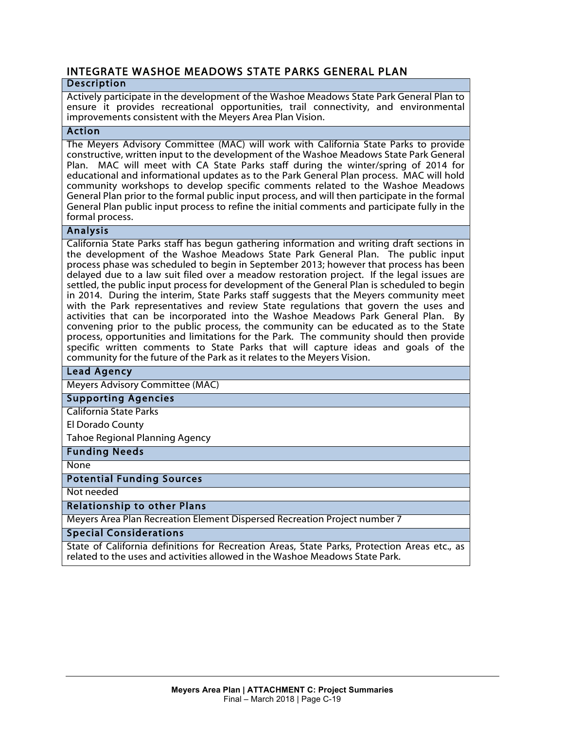## INTEGRATE WASHOE MEADOWS STATE PARKS GENERAL PLAN

### Description

Actively participate in the development of the Washoe Meadows State Park General Plan to ensure it provides recreational opportunities, trail connectivity, and environmental improvements consistent with the Meyers Area Plan Vision.

### Action

The Meyers Advisory Committee (MAC) will work with California State Parks to provide constructive, written input to the development of the Washoe Meadows State Park General Plan. MAC will meet with CA State Parks staff during the winter/spring of 2014 for educational and informational updates as to the Park General Plan process. MAC will hold community workshops to develop specific comments related to the Washoe Meadows General Plan prior to the formal public input process, and will then participate in the formal General Plan public input process to refine the initial comments and participate fully in the formal process.

### Analysis

California State Parks staff has begun gathering information and writing draft sections in the development of the Washoe Meadows State Park General Plan. The public input process phase was scheduled to begin in September 2013; however that process has been delayed due to a law suit filed over a meadow restoration project. If the legal issues are settled, the public input process for development of the General Plan is scheduled to begin in 2014. During the interim, State Parks staff suggests that the Meyers community meet with the Park representatives and review State regulations that govern the uses and activities that can be incorporated into the Washoe Meadows Park General Plan. By convening prior to the public process, the community can be educated as to the State process, opportunities and limitations for the Park. The community should then provide specific written comments to State Parks that will capture ideas and goals of the community for the future of the Park as it relates to the Meyers Vision.

### Lead Agency

Meyers Advisory Committee (MAC)

### Supporting Agencies

California State Parks

El Dorado County

Tahoe Regional Planning Agency

### Funding Needs

None

### Potential Funding Sources

Not needed

### Relationship to other Plans

Meyers Area Plan Recreation Element Dispersed Recreation Project number 7

### Special Considerations

State of California definitions for Recreation Areas, State Parks, Protection Areas etc., as related to the uses and activities allowed in the Washoe Meadows State Park.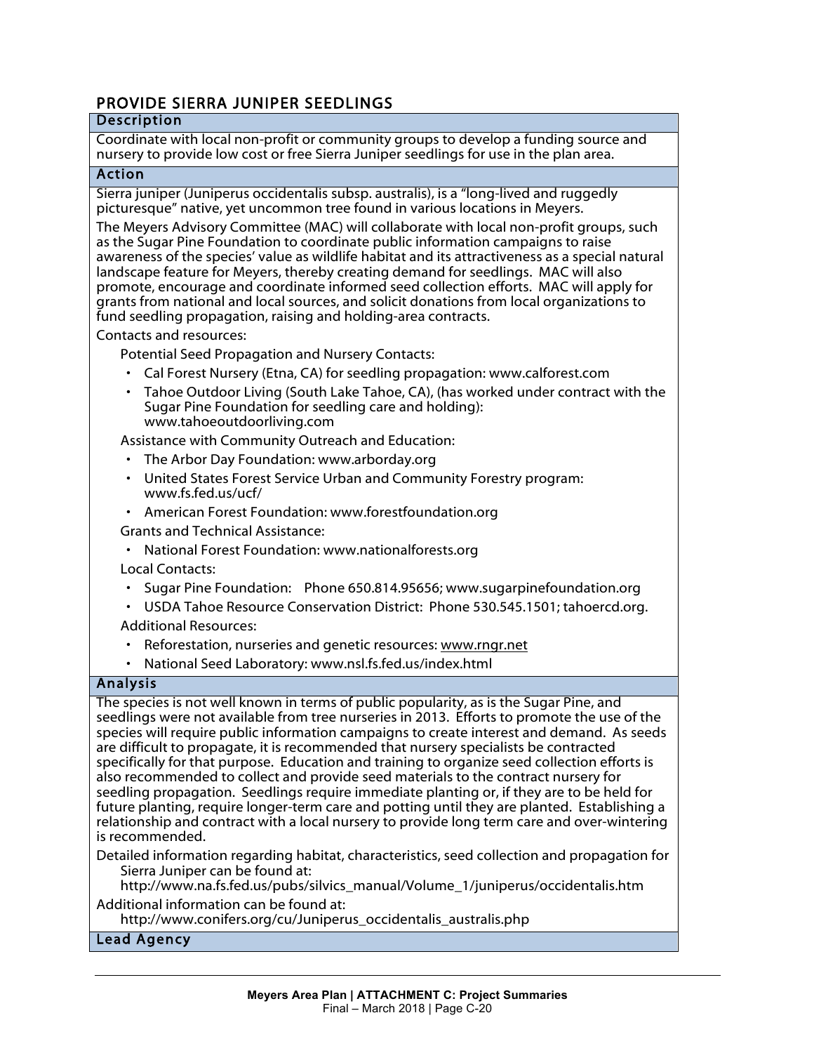## PROVIDE SIERRA JUNIPER SEEDLINGS

### Description

Coordinate with local non-profit or community groups to develop a funding source and nursery to provide low cost or free Sierra Juniper seedlings for use in the plan area.

### Action

Sierra juniper (Juniperus occidentalis subsp. australis), is a "long-lived and ruggedly picturesque" native, yet uncommon tree found in various locations in Meyers.

The Meyers Advisory Committee (MAC) will collaborate with local non-profit groups, such as the Sugar Pine Foundation to coordinate public information campaigns to raise awareness of the species' value as wildlife habitat and its attractiveness as a special natural landscape feature for Meyers, thereby creating demand for seedlings. MAC will also promote, encourage and coordinate informed seed collection efforts. MAC will apply for grants from national and local sources, and solicit donations from local organizations to fund seedling propagation, raising and holding-area contracts.

Contacts and resources:

Potential Seed Propagation and Nursery Contacts:

- Cal Forest Nursery (Etna, CA) for seedling propagation: www.calforest.com
- Tahoe Outdoor Living (South Lake Tahoe, CA), (has worked under contract with the Sugar Pine Foundation for seedling care and holding): www.tahoeoutdoorliving.com

Assistance with Community Outreach and Education:

- The Arbor Day Foundation: www.arborday.org
- United States Forest Service Urban and Community Forestry program: www.fs.fed.us/ucf/
- American Forest Foundation: www.forestfoundation.org

Grants and Technical Assistance:

- National Forest Foundation: www.nationalforests.org

Local Contacts:

- Sugar Pine Foundation: Phone 650.814.95656; www.sugarpinefoundation.org
- USDA Tahoe Resource Conservation District: Phone 530.545.1501; tahoercd.org.

Additional Resources:

- Reforestation, nurseries and genetic resources: www.rngr.net
- National Seed Laboratory: www.nsl.fs.fed.us/index.html

### Analysis

The species is not well known in terms of public popularity, as is the Sugar Pine, and seedlings were not available from tree nurseries in 2013. Efforts to promote the use of the species will require public information campaigns to create interest and demand. As seeds are difficult to propagate, it is recommended that nursery specialists be contracted specifically for that purpose. Education and training to organize seed collection efforts is also recommended to collect and provide seed materials to the contract nursery for seedling propagation. Seedlings require immediate planting or, if they are to be held for future planting, require longer-term care and potting until they are planted. Establishing a relationship and contract with a local nursery to provide long term care and over-wintering is recommended.

Detailed information regarding habitat, characteristics, seed collection and propagation for Sierra Juniper can be found at:
http://www.na.fs.fed.us/pubs/silvics_manual/Volume_1/juniperus/occidentalis.htm

Additional information can be found at:
http://www.conifers.org/cu/Juniperus_occidentalis_australis.php

### Lead Agency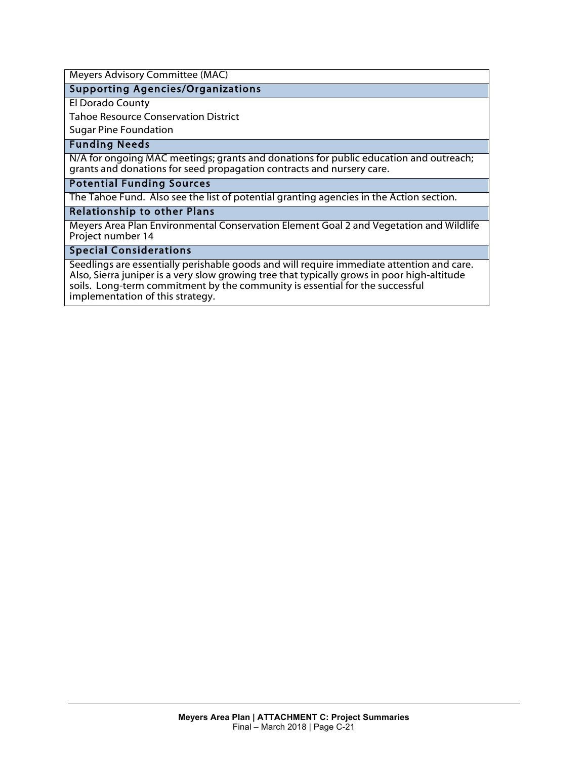Meyers Advisory Committee (MAC)

### Supporting Agencies/Organizations

El Dorado County

Tahoe Resource Conservation District

Sugar Pine Foundation

### Funding Needs

N/A for ongoing MAC meetings; grants and donations for public education and outreach; grants and donations for seed propagation contracts and nursery care.

### Potential Funding Sources

The Tahoe Fund. Also see the list of potential granting agencies in the Action section.

### Relationship to other Plans

Meyers Area Plan Environmental Conservation Element Goal 2 and Vegetation and Wildlife Project number 14

### Special Considerations

Seedlings are essentially perishable goods and will require immediate attention and care. Also, Sierra juniper is a very slow growing tree that typically grows in poor high-altitude soils. Long-term commitment by the community is essential for the successful implementation of this strategy.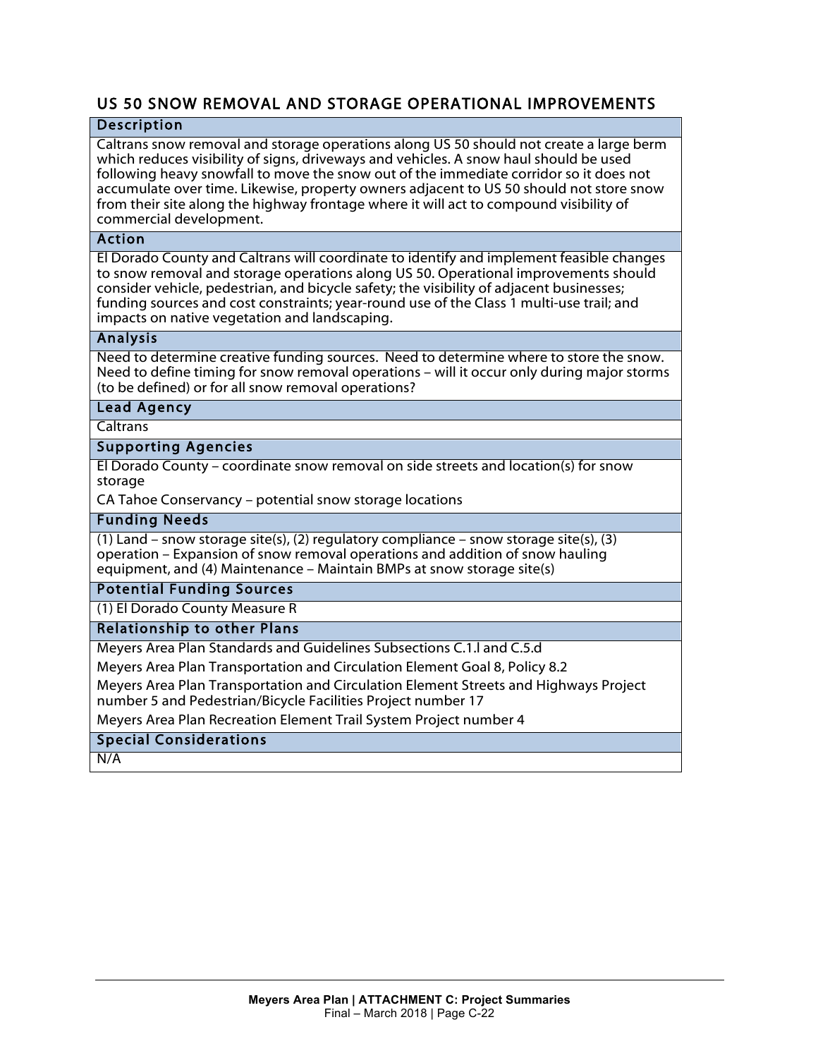## US 50 SNOW REMOVAL AND STORAGE OPERATIONAL IMPROVEMENTS

### Description

Caltrans snow removal and storage operations along US 50 should not create a large berm which reduces visibility of signs, driveways and vehicles. A snow haul should be used following heavy snowfall to move the snow out of the immediate corridor so it does not accumulate over time. Likewise, property owners adjacent to US 50 should not store snow from their site along the highway frontage where it will act to compound visibility of commercial development.

### Action

El Dorado County and Caltrans will coordinate to identify and implement feasible changes to snow removal and storage operations along US 50. Operational improvements should consider vehicle, pedestrian, and bicycle safety; the visibility of adjacent businesses; funding sources and cost constraints; year-round use of the Class 1 multi-use trail; and impacts on native vegetation and landscaping.

### Analysis

Need to determine creative funding sources. Need to determine where to store the snow. Need to define timing for snow removal operations – will it occur only during major storms (to be defined) or for all snow removal operations?

### Lead Agency

Caltrans

### Supporting Agencies

El Dorado County – coordinate snow removal on side streets and location(s) for snow storage

CA Tahoe Conservancy – potential snow storage locations

### Funding Needs

(1) Land – snow storage site(s), (2) regulatory compliance – snow storage site(s), (3) operation – Expansion of snow removal operations and addition of snow hauling equipment, and (4) Maintenance – Maintain BMPs at snow storage site(s)

### Potential Funding Sources

(1) El Dorado County Measure R

### Relationship to other Plans

Meyers Area Plan Standards and Guidelines Subsections C.1.l and C.5.d

Meyers Area Plan Transportation and Circulation Element Goal 8, Policy 8.2

Meyers Area Plan Transportation and Circulation Element Streets and Highways Project number 5 and Pedestrian/Bicycle Facilities Project number 17

Meyers Area Plan Recreation Element Trail System Project number 4

### Special Considerations

N/A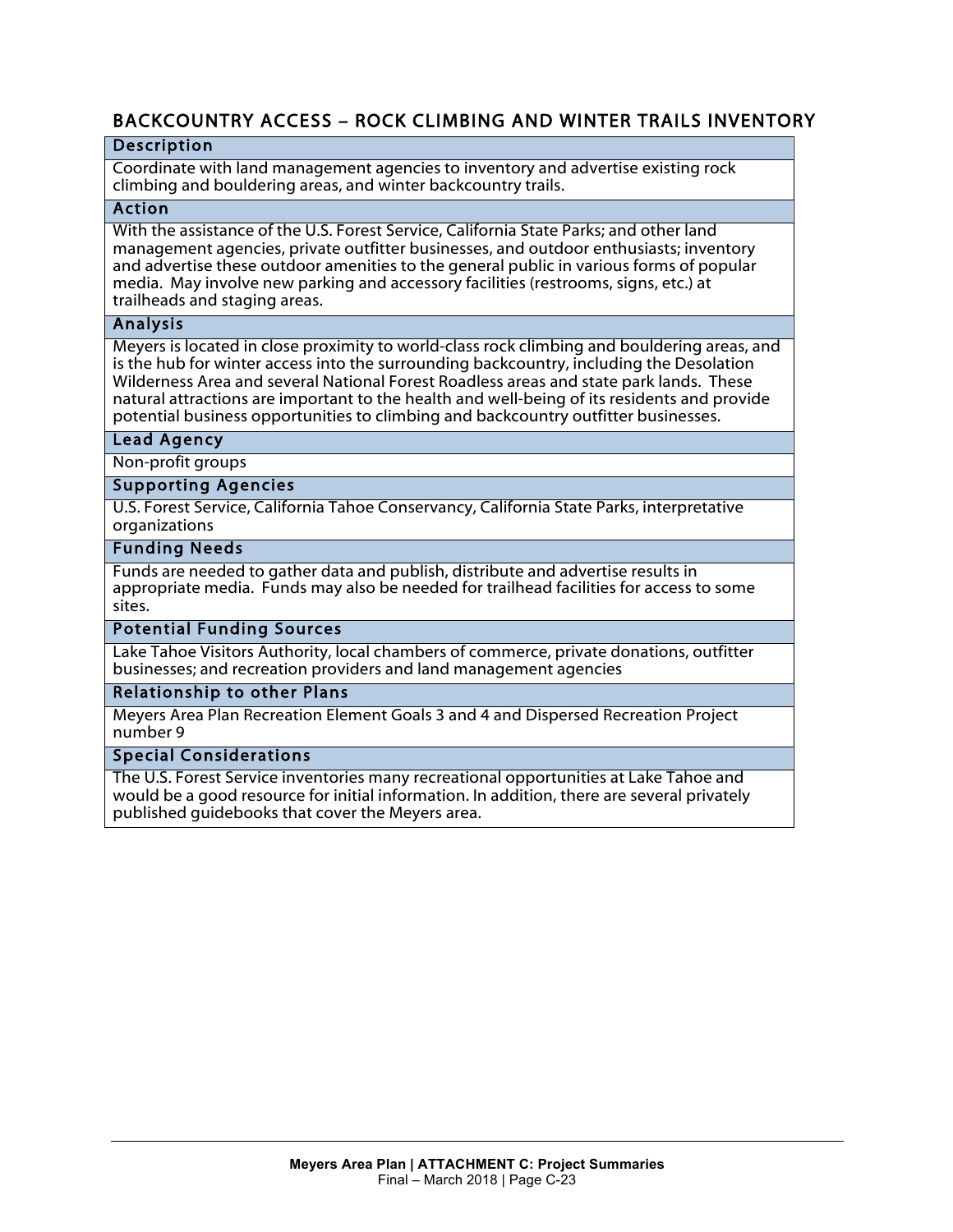## BACKCOUNTRY ACCESS – ROCK CLIMBING AND WINTER TRAILS INVENTORY

### Description

Coordinate with land management agencies to inventory and advertise existing rock climbing and bouldering areas, and winter backcountry trails.

### Action

With the assistance of the U.S. Forest Service, California State Parks; and other land management agencies, private outfitter businesses, and outdoor enthusiasts; inventory and advertise these outdoor amenities to the general public in various forms of popular media. May involve new parking and accessory facilities (restrooms, signs, etc.) at trailheads and staging areas.

### Analysis

Meyers is located in close proximity to world-class rock climbing and bouldering areas, and is the hub for winter access into the surrounding backcountry, including the Desolation Wilderness Area and several National Forest Roadless areas and state park lands. These natural attractions are important to the health and well-being of its residents and provide potential business opportunities to climbing and backcountry outfitter businesses.

### Lead Agency

Non-profit groups

### Supporting Agencies

U.S. Forest Service, California Tahoe Conservancy, California State Parks, interpretative organizations

### Funding Needs

Funds are needed to gather data and publish, distribute and advertise results in appropriate media. Funds may also be needed for trailhead facilities for access to some sites.

### Potential Funding Sources

Lake Tahoe Visitors Authority, local chambers of commerce, private donations, outfitter businesses; and recreation providers and land management agencies

### Relationship to other Plans

Meyers Area Plan Recreation Element Goals 3 and 4 and Dispersed Recreation Project number 9

### Special Considerations

The U.S. Forest Service inventories many recreational opportunities at Lake Tahoe and would be a good resource for initial information. In addition, there are several privately published guidebooks that cover the Meyers area.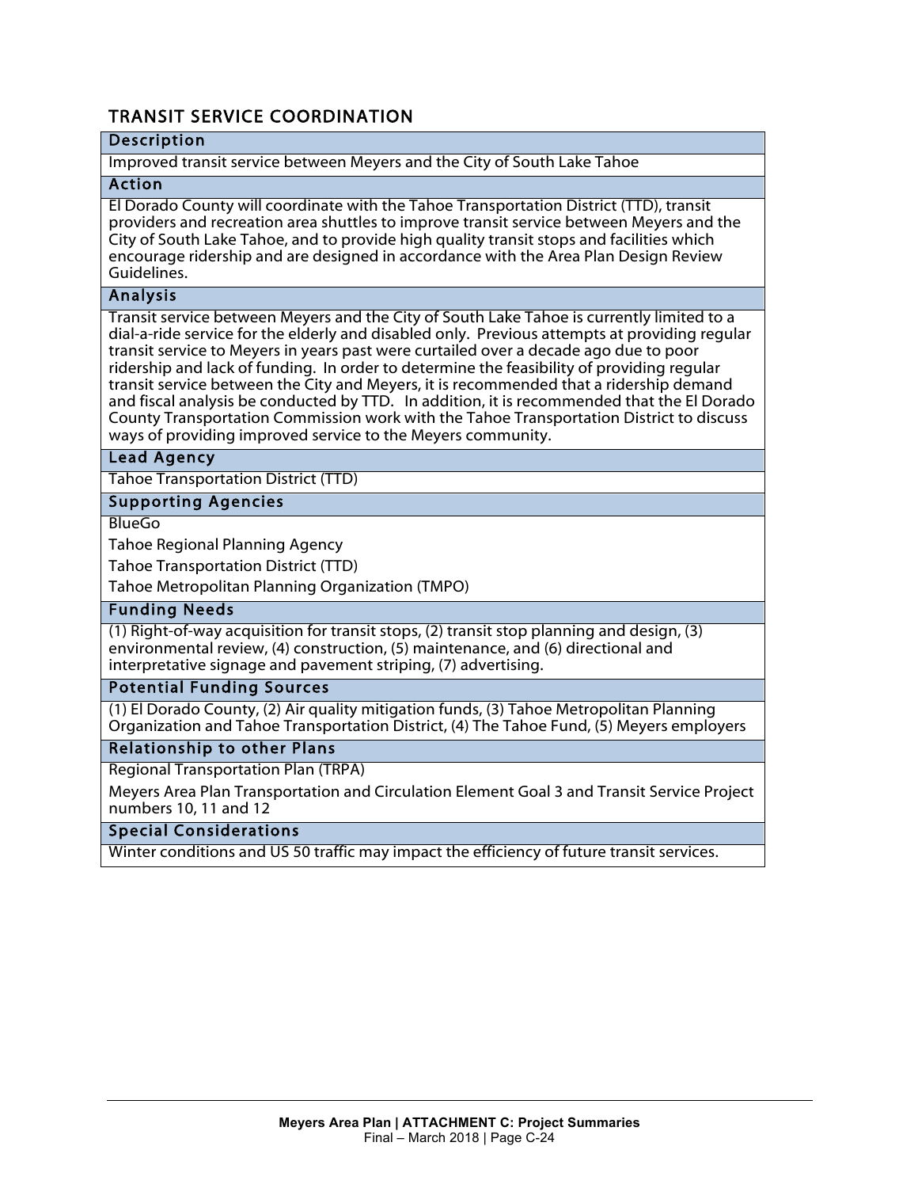## TRANSIT SERVICE COORDINATION

| Description |
|---|
| Improved transit service between Meyers and the City of South Lake Tahoe |
| **Action** |
| El Dorado County will coordinate with the Tahoe Transportation District (TTD), transit providers and recreation area shuttles to improve transit service between Meyers and the City of South Lake Tahoe, and to provide high quality transit stops and facilities which encourage ridership and are designed in accordance with the Area Plan Design Review Guidelines. |
| **Analysis** |
| Transit service between Meyers and the City of South Lake Tahoe is currently limited to a dial-a-ride service for the elderly and disabled only. Previous attempts at providing regular transit service to Meyers in years past were curtailed over a decade ago due to poor ridership and lack of funding. In order to determine the feasibility of providing regular transit service between the City and Meyers, it is recommended that a ridership demand and fiscal analysis be conducted by TTD. In addition, it is recommended that the El Dorado County Transportation Commission work with the Tahoe Transportation District to discuss ways of providing improved service to the Meyers community. |
| **Lead Agency** |
| Tahoe Transportation District (TTD) |
| **Supporting Agencies** |
| BlueGo |
| Tahoe Regional Planning Agency |
| Tahoe Transportation District (TTD) |
| Tahoe Metropolitan Planning Organization (TMPO) |
| **Funding Needs** |
| (1) Right-of-way acquisition for transit stops, (2) transit stop planning and design, (3) environmental review, (4) construction, (5) maintenance, and (6) directional and interpretative signage and pavement striping, (7) advertising. |
| **Potential Funding Sources** |
| (1) El Dorado County, (2) Air quality mitigation funds, (3) Tahoe Metropolitan Planning Organization and Tahoe Transportation District, (4) The Tahoe Fund, (5) Meyers employers |
| **Relationship to other Plans** |
| Regional Transportation Plan (TRPA) |
| Meyers Area Plan Transportation and Circulation Element Goal 3 and Transit Service Project numbers 10, 11 and 12 |
| **Special Considerations** |
| Winter conditions and US 50 traffic may impact the efficiency of future transit services. |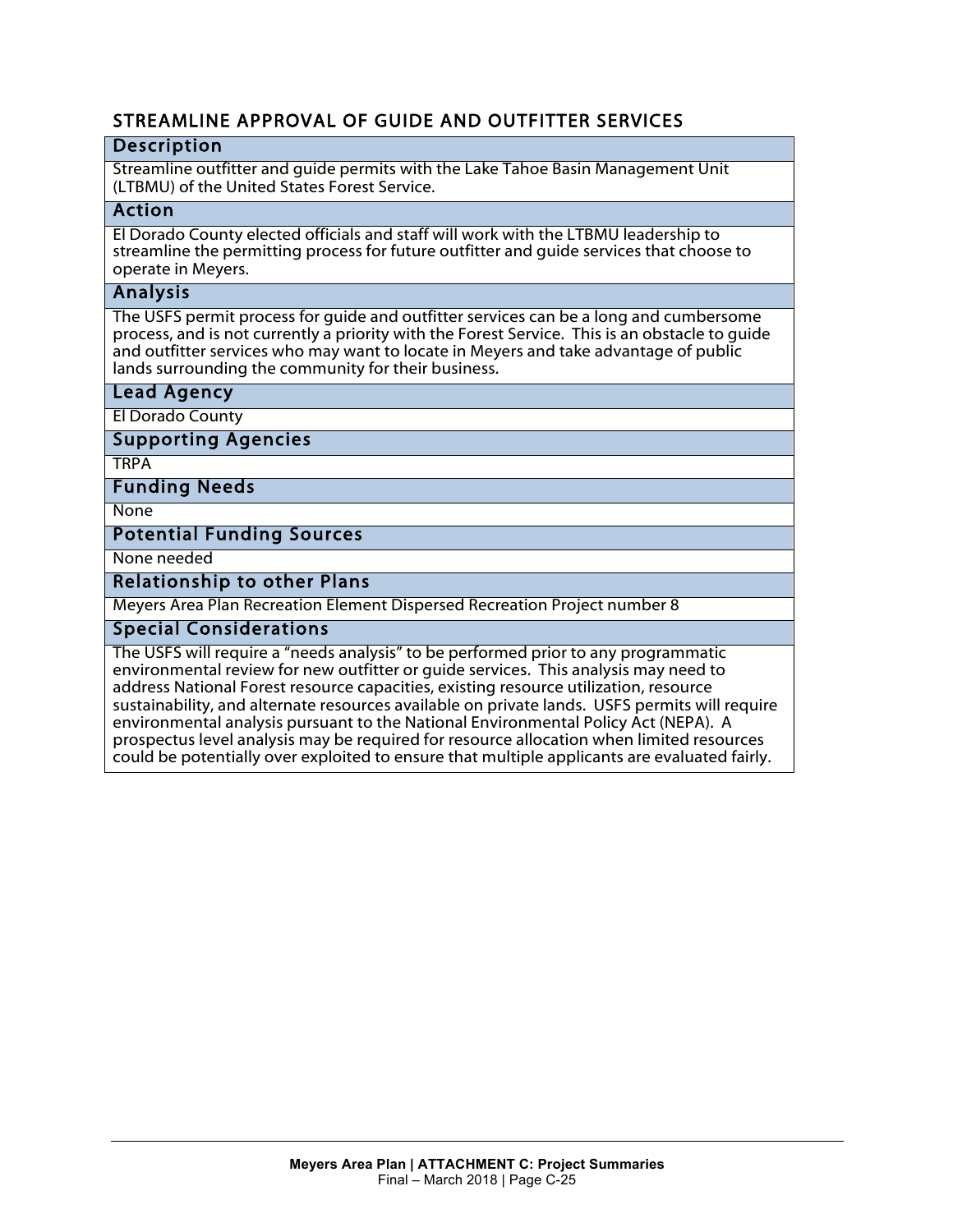## STREAMLINE APPROVAL OF GUIDE AND OUTFITTER SERVICES

### Description

Streamline outfitter and guide permits with the Lake Tahoe Basin Management Unit (LTBMU) of the United States Forest Service.

### Action

El Dorado County elected officials and staff will work with the LTBMU leadership to streamline the permitting process for future outfitter and guide services that choose to operate in Meyers.

### Analysis

The USFS permit process for guide and outfitter services can be a long and cumbersome process, and is not currently a priority with the Forest Service. This is an obstacle to guide and outfitter services who may want to locate in Meyers and take advantage of public lands surrounding the community for their business.

### Lead Agency

El Dorado County

### Supporting Agencies

TRPA

### Funding Needs

None

### Potential Funding Sources

None needed

### Relationship to other Plans

Meyers Area Plan Recreation Element Dispersed Recreation Project number 8

### Special Considerations

The USFS will require a "needs analysis" to be performed prior to any programmatic environmental review for new outfitter or guide services. This analysis may need to address National Forest resource capacities, existing resource utilization, resource sustainability, and alternate resources available on private lands. USFS permits will require environmental analysis pursuant to the National Environmental Policy Act (NEPA). A prospectus level analysis may be required for resource allocation when limited resources could be potentially over exploited to ensure that multiple applicants are evaluated fairly.